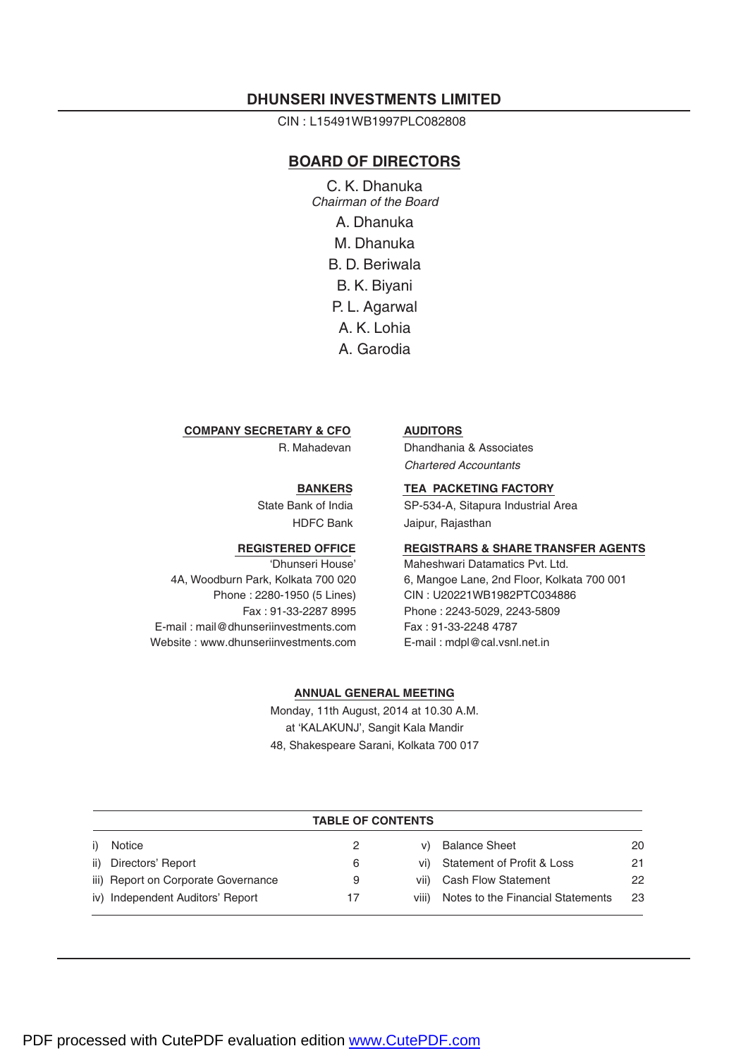# DHUNSERI INVESTMENTS LIMITED

CIN : L15491WB1997PLC082808

## BOARD OF DIRECTORS

C. K. Dhanuka
*Chairman of the Board*

A. Dhanuka

M. Dhanuka

B. D. Beriwala

B. K. Biyani

P. L. Agarwal

A. K. Lohia

A. Garodia

**COMPANY SECRETARY & CFO**

R. Mahadevan

**AUDITORS**

Dhandhania & Associates
*Chartered Accountants*

**BANKERS**

State Bank of India
HDFC Bank

**TEA PACKETING FACTORY**

SP-534-A, Sitapura Industrial Area
Jaipur, Rajasthan

**REGISTERED OFFICE**

'Dhunseri House'
4A, Woodburn Park, Kolkata 700 020
Phone : 2280-1950 (5 Lines)
Fax : 91-33-2287 8995
E-mail : mail@dhunseriinvestments.com
Website : www.dhunseriinvestments.com

**REGISTRARS & SHARE TRANSFER AGENTS**

Maheshwari Datamatics Pvt. Ltd.
6, Mangoe Lane, 2nd Floor, Kolkata 700 001
CIN : U20221WB1982PTC034886
Phone : 2243-5029, 2243-5809
Fax : 91-33-2248 4787
E-mail : mdpl@cal.vsnl.net.in

**ANNUAL GENERAL MEETING**

Monday, 11th August, 2014 at 10.30 A.M.
at 'KALAKUNJ', Sangit Kala Mandir
48, Shakespeare Sarani, Kolkata 700 017

**TABLE OF CONTENTS**

| | | | | | |
|---|---|---|---|---|---|
| i) | Notice | 2 | v) | Balance Sheet | 20 |
| ii) | Directors' Report | 6 | vi) | Statement of Profit & Loss | 21 |
| iii) | Report on Corporate Governance | 9 | vii) | Cash Flow Statement | 22 |
| iv) | Independent Auditors' Report | 17 | viii) | Notes to the Financial Statements | 23 |

PDF processed with CutePDF evaluation edition www.CutePDF.com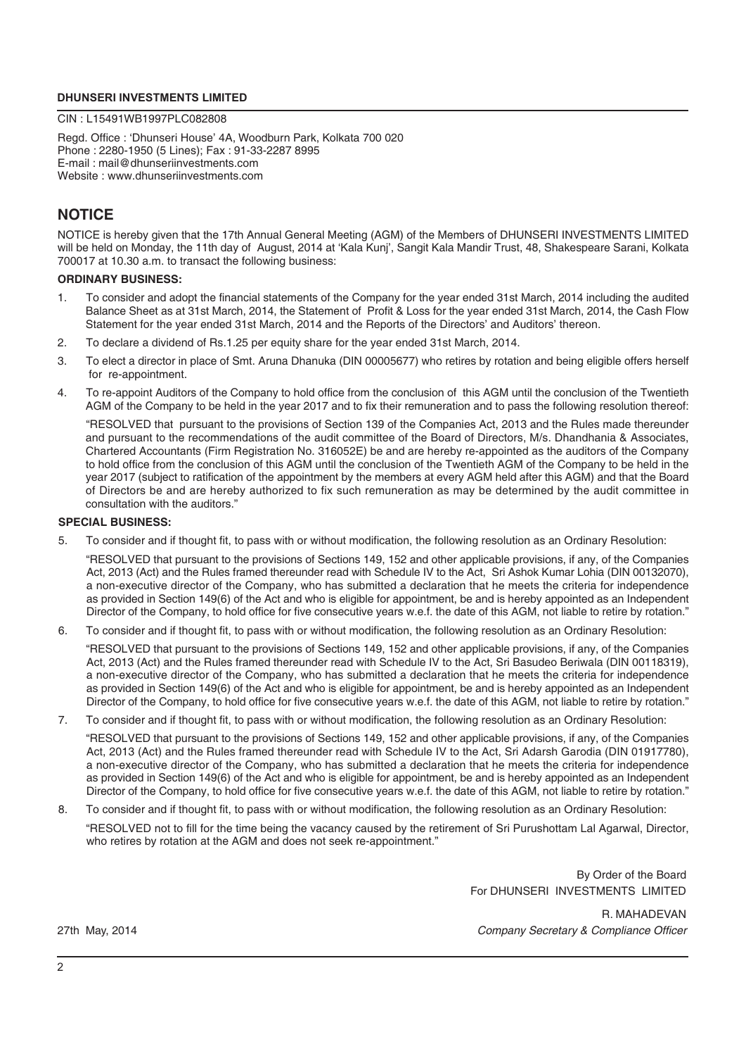**DHUNSERI INVESTMENTS LIMITED**

CIN : L15491WB1997PLC082808

Regd. Office : 'Dhunseri House' 4A, Woodburn Park, Kolkata 700 020
Phone : 2280-1950 (5 Lines); Fax : 91-33-2287 8995
E-mail : mail@dhunseriinvestments.com
Website : www.dhunseriinvestments.com

# NOTICE

NOTICE is hereby given that the 17th Annual General Meeting (AGM) of the Members of DHUNSERI INVESTMENTS LIMITED will be held on Monday, the 11th day of August, 2014 at 'Kala Kunj', Sangit Kala Mandir Trust, 48, Shakespeare Sarani, Kolkata 700017 at 10.30 a.m. to transact the following business:

**ORDINARY BUSINESS:**

1. To consider and adopt the financial statements of the Company for the year ended 31st March, 2014 including the audited Balance Sheet as at 31st March, 2014, the Statement of Profit & Loss for the year ended 31st March, 2014, the Cash Flow Statement for the year ended 31st March, 2014 and the Reports of the Directors' and Auditors' thereon.

2. To declare a dividend of Rs.1.25 per equity share for the year ended 31st March, 2014.

3. To elect a director in place of Smt. Aruna Dhanuka (DIN 00005677) who retires by rotation and being eligible offers herself for re-appointment.

4. To re-appoint Auditors of the Company to hold office from the conclusion of this AGM until the conclusion of the Twentieth AGM of the Company to be held in the year 2017 and to fix their remuneration and to pass the following resolution thereof:

   "RESOLVED that pursuant to the provisions of Section 139 of the Companies Act, 2013 and the Rules made thereunder and pursuant to the recommendations of the audit committee of the Board of Directors, M/s. Dhandhania & Associates, Chartered Accountants (Firm Registration No. 316052E) be and are hereby re-appointed as the auditors of the Company to hold office from the conclusion of this AGM until the conclusion of the Twentieth AGM of the Company to be held in the year 2017 (subject to ratification of the appointment by the members at every AGM held after this AGM) and that the Board of Directors be and are hereby authorized to fix such remuneration as may be determined by the audit committee in consultation with the auditors."

**SPECIAL BUSINESS:**

5. To consider and if thought fit, to pass with or without modification, the following resolution as an Ordinary Resolution:

   "RESOLVED that pursuant to the provisions of Sections 149, 152 and other applicable provisions, if any, of the Companies Act, 2013 (Act) and the Rules framed thereunder read with Schedule IV to the Act, Sri Ashok Kumar Lohia (DIN 00132070), a non-executive director of the Company, who has submitted a declaration that he meets the criteria for independence as provided in Section 149(6) of the Act and who is eligible for appointment, be and is hereby appointed as an Independent Director of the Company, to hold office for five consecutive years w.e.f. the date of this AGM, not liable to retire by rotation."

6. To consider and if thought fit, to pass with or without modification, the following resolution as an Ordinary Resolution:

   "RESOLVED that pursuant to the provisions of Sections 149, 152 and other applicable provisions, if any, of the Companies Act, 2013 (Act) and the Rules framed thereunder read with Schedule IV to the Act, Sri Basudeo Beriwala (DIN 00118319), a non-executive director of the Company, who has submitted a declaration that he meets the criteria for independence as provided in Section 149(6) of the Act and who is eligible for appointment, be and is hereby appointed as an Independent Director of the Company, to hold office for five consecutive years w.e.f. the date of this AGM, not liable to retire by rotation."

7. To consider and if thought fit, to pass with or without modification, the following resolution as an Ordinary Resolution:

   "RESOLVED that pursuant to the provisions of Sections 149, 152 and other applicable provisions, if any, of the Companies Act, 2013 (Act) and the Rules framed thereunder read with Schedule IV to the Act, Sri Adarsh Garodia (DIN 01917780), a non-executive director of the Company, who has submitted a declaration that he meets the criteria for independence as provided in Section 149(6) of the Act and who is eligible for appointment, be and is hereby appointed as an Independent Director of the Company, to hold office for five consecutive years w.e.f. the date of this AGM, not liable to retire by rotation."

8. To consider and if thought fit, to pass with or without modification, the following resolution as an Ordinary Resolution:

   "RESOLVED not to fill for the time being the vacancy caused by the retirement of Sri Purushottam Lal Agarwal, Director, who retires by rotation at the AGM and does not seek re-appointment."

By Order of the Board
For DHUNSERI INVESTMENTS LIMITED

R. MAHADEVAN
*Company Secretary & Compliance Officer*

27th May, 2014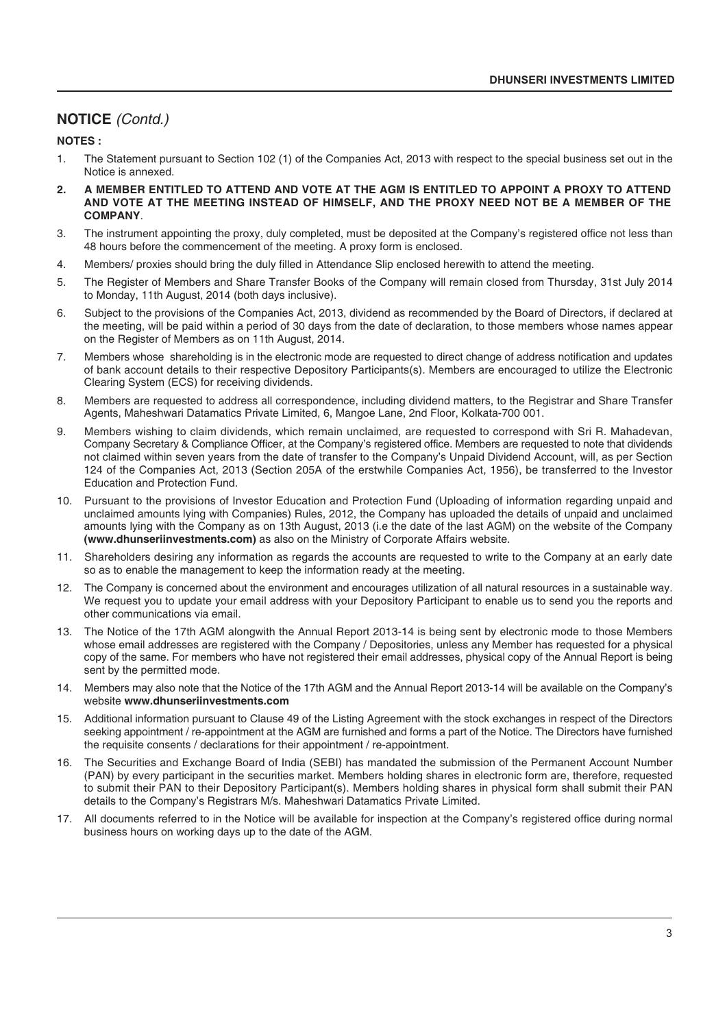## NOTICE *(Contd.)*

**NOTES :**

1. The Statement pursuant to Section 102 (1) of the Companies Act, 2013 with respect to the special business set out in the Notice is annexed.
2. **A MEMBER ENTITLED TO ATTEND AND VOTE AT THE AGM IS ENTITLED TO APPOINT A PROXY TO ATTEND AND VOTE AT THE MEETING INSTEAD OF HIMSELF, AND THE PROXY NEED NOT BE A MEMBER OF THE COMPANY**.
3. The instrument appointing the proxy, duly completed, must be deposited at the Company's registered office not less than 48 hours before the commencement of the meeting. A proxy form is enclosed.
4. Members/ proxies should bring the duly filled in Attendance Slip enclosed herewith to attend the meeting.
5. The Register of Members and Share Transfer Books of the Company will remain closed from Thursday, 31st July 2014 to Monday, 11th August, 2014 (both days inclusive).
6. Subject to the provisions of the Companies Act, 2013, dividend as recommended by the Board of Directors, if declared at the meeting, will be paid within a period of 30 days from the date of declaration, to those members whose names appear on the Register of Members as on 11th August, 2014.
7. Members whose shareholding is in the electronic mode are requested to direct change of address notification and updates of bank account details to their respective Depository Participants(s). Members are encouraged to utilize the Electronic Clearing System (ECS) for receiving dividends.
8. Members are requested to address all correspondence, including dividend matters, to the Registrar and Share Transfer Agents, Maheshwari Datamatics Private Limited, 6, Mangoe Lane, 2nd Floor, Kolkata-700 001.
9. Members wishing to claim dividends, which remain unclaimed, are requested to correspond with Sri R. Mahadevan, Company Secretary & Compliance Officer, at the Company's registered office. Members are requested to note that dividends not claimed within seven years from the date of transfer to the Company's Unpaid Dividend Account, will, as per Section 124 of the Companies Act, 2013 (Section 205A of the erstwhile Companies Act, 1956), be transferred to the Investor Education and Protection Fund.
10. Pursuant to the provisions of Investor Education and Protection Fund (Uploading of information regarding unpaid and unclaimed amounts lying with Companies) Rules, 2012, the Company has uploaded the details of unpaid and unclaimed amounts lying with the Company as on 13th August, 2013 (i.e the date of the last AGM) on the website of the Company **(www.dhunseriinvestments.com)** as also on the Ministry of Corporate Affairs website.
11. Shareholders desiring any information as regards the accounts are requested to write to the Company at an early date so as to enable the management to keep the information ready at the meeting.
12. The Company is concerned about the environment and encourages utilization of all natural resources in a sustainable way. We request you to update your email address with your Depository Participant to enable us to send you the reports and other communications via email.
13. The Notice of the 17th AGM alongwith the Annual Report 2013-14 is being sent by electronic mode to those Members whose email addresses are registered with the Company / Depositories, unless any Member has requested for a physical copy of the same. For members who have not registered their email addresses, physical copy of the Annual Report is being sent by the permitted mode.
14. Members may also note that the Notice of the 17th AGM and the Annual Report 2013-14 will be available on the Company's website **www.dhunseriinvestments.com**
15. Additional information pursuant to Clause 49 of the Listing Agreement with the stock exchanges in respect of the Directors seeking appointment / re-appointment at the AGM are furnished and forms a part of the Notice. The Directors have furnished the requisite consents / declarations for their appointment / re-appointment.
16. The Securities and Exchange Board of India (SEBI) has mandated the submission of the Permanent Account Number (PAN) by every participant in the securities market. Members holding shares in electronic form are, therefore, requested to submit their PAN to their Depository Participant(s). Members holding shares in physical form shall submit their PAN details to the Company's Registrars M/s. Maheshwari Datamatics Private Limited.
17. All documents referred to in the Notice will be available for inspection at the Company's registered office during normal business hours on working days up to the date of the AGM.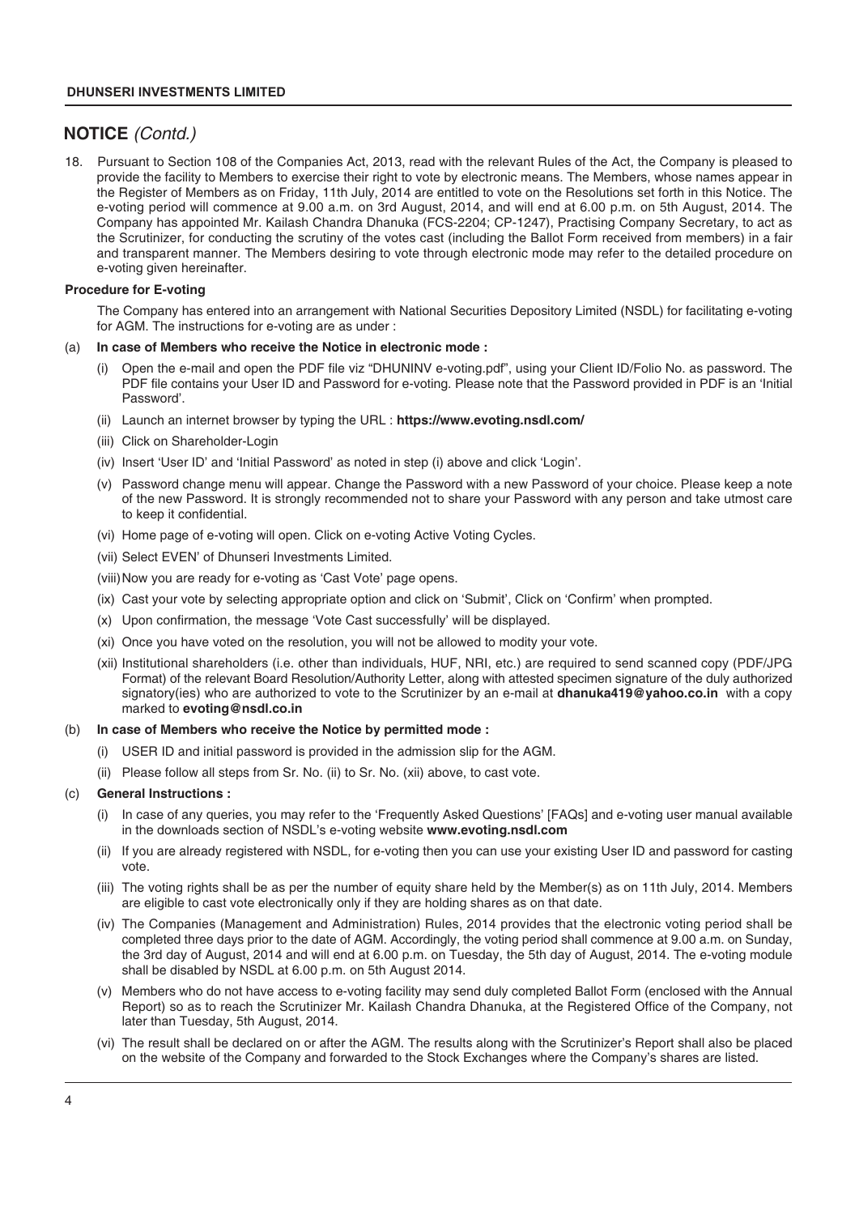## NOTICE *(Contd.)*

18. Pursuant to Section 108 of the Companies Act, 2013, read with the relevant Rules of the Act, the Company is pleased to provide the facility to Members to exercise their right to vote by electronic means. The Members, whose names appear in the Register of Members as on Friday, 11th July, 2014 are entitled to vote on the Resolutions set forth in this Notice. The e-voting period will commence at 9.00 a.m. on 3rd August, 2014, and will end at 6.00 p.m. on 5th August, 2014. The Company has appointed Mr. Kailash Chandra Dhanuka (FCS-2204; CP-1247), Practising Company Secretary, to act as the Scrutinizer, for conducting the scrutiny of the votes cast (including the Ballot Form received from members) in a fair and transparent manner. The Members desiring to vote through electronic mode may refer to the detailed procedure on e-voting given hereinafter.

**Procedure for E-voting**

The Company has entered into an arrangement with National Securities Depository Limited (NSDL) for facilitating e-voting for AGM. The instructions for e-voting are as under :

(a) **In case of Members who receive the Notice in electronic mode :**

   (i) Open the e-mail and open the PDF file viz "DHUNINV e-voting.pdf", using your Client ID/Folio No. as password. The PDF file contains your User ID and Password for e-voting. Please note that the Password provided in PDF is an 'Initial Password'.

   (ii) Launch an internet browser by typing the URL : **https://www.evoting.nsdl.com/**

   (iii) Click on Shareholder-Login

   (iv) Insert 'User ID' and 'Initial Password' as noted in step (i) above and click 'Login'.

   (v) Password change menu will appear. Change the Password with a new Password of your choice. Please keep a note of the new Password. It is strongly recommended not to share your Password with any person and take utmost care to keep it confidential.

   (vi) Home page of e-voting will open. Click on e-voting Active Voting Cycles.

   (vii) Select EVEN' of Dhunseri Investments Limited.

   (viii) Now you are ready for e-voting as 'Cast Vote' page opens.

   (ix) Cast your vote by selecting appropriate option and click on 'Submit', Click on 'Confirm' when prompted.

   (x) Upon confirmation, the message 'Vote Cast successfully' will be displayed.

   (xi) Once you have voted on the resolution, you will not be allowed to modity your vote.

   (xii) Institutional shareholders (i.e. other than individuals, HUF, NRI, etc.) are required to send scanned copy (PDF/JPG Format) of the relevant Board Resolution/Authority Letter, along with attested specimen signature of the duly authorized signatory(ies) who are authorized to vote to the Scrutinizer by an e-mail at **dhanuka419@yahoo.co.in** with a copy marked to **evoting@nsdl.co.in**

(b) **In case of Members who receive the Notice by permitted mode :**

   (i) USER ID and initial password is provided in the admission slip for the AGM.

   (ii) Please follow all steps from Sr. No. (ii) to Sr. No. (xii) above, to cast vote.

(c) **General Instructions :**

   (i) In case of any queries, you may refer to the 'Frequently Asked Questions' [FAQs] and e-voting user manual available in the downloads section of NSDL's e-voting website **www.evoting.nsdl.com**

   (ii) If you are already registered with NSDL, for e-voting then you can use your existing User ID and password for casting vote.

   (iii) The voting rights shall be as per the number of equity share held by the Member(s) as on 11th July, 2014. Members are eligible to cast vote electronically only if they are holding shares as on that date.

   (iv) The Companies (Management and Administration) Rules, 2014 provides that the electronic voting period shall be completed three days prior to the date of AGM. Accordingly, the voting period shall commence at 9.00 a.m. on Sunday, the 3rd day of August, 2014 and will end at 6.00 p.m. on Tuesday, the 5th day of August, 2014. The e-voting module shall be disabled by NSDL at 6.00 p.m. on 5th August 2014.

   (v) Members who do not have access to e-voting facility may send duly completed Ballot Form (enclosed with the Annual Report) so as to reach the Scrutinizer Mr. Kailash Chandra Dhanuka, at the Registered Office of the Company, not later than Tuesday, 5th August, 2014.

   (vi) The result shall be declared on or after the AGM. The results along with the Scrutinizer's Report shall also be placed on the website of the Company and forwarded to the Stock Exchanges where the Company's shares are listed.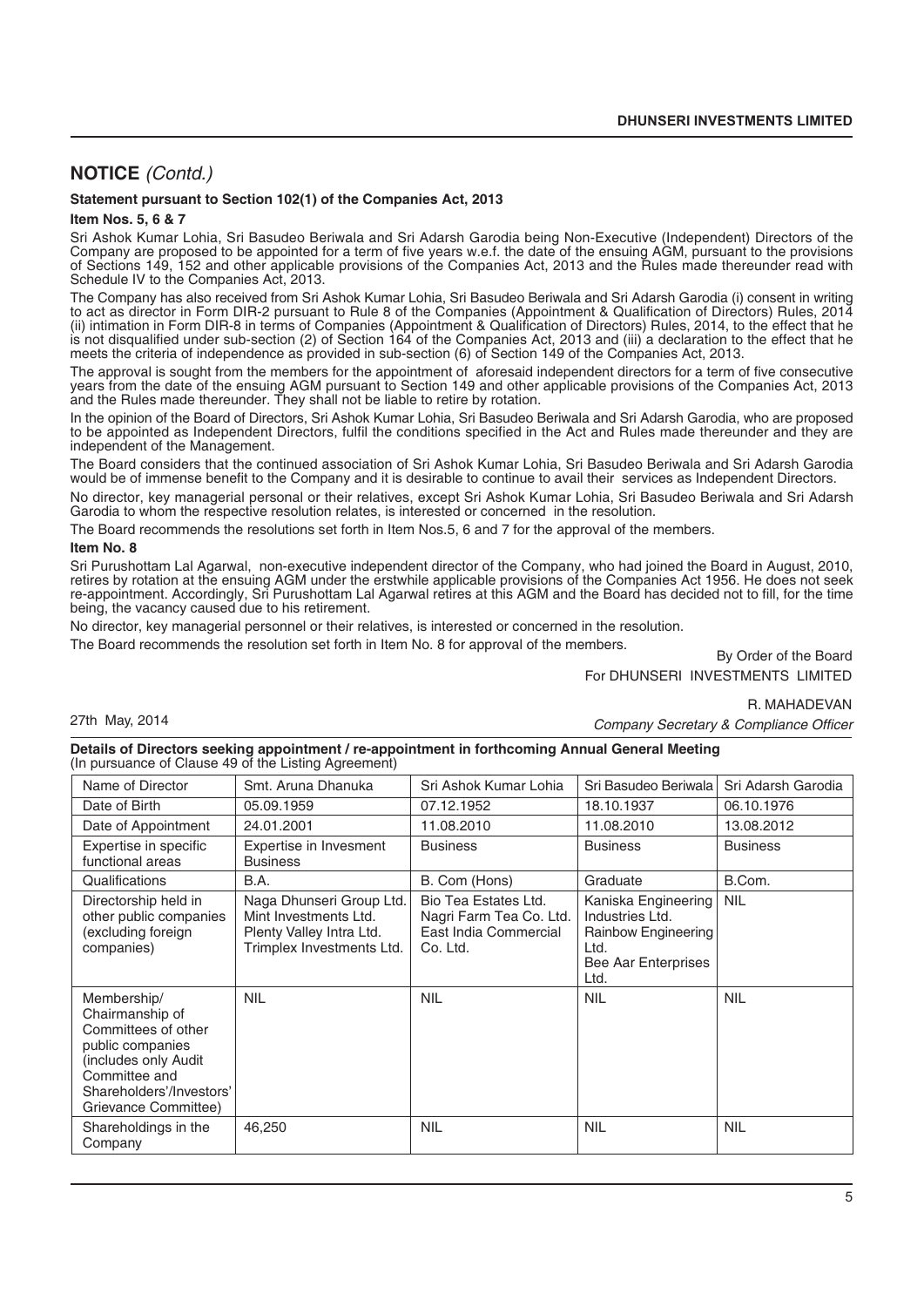## NOTICE *(Contd.)*

**Statement pursuant to Section 102(1) of the Companies Act, 2013**

**Item Nos. 5, 6 & 7**

Sri Ashok Kumar Lohia, Sri Basudeo Beriwala and Sri Adarsh Garodia being Non-Executive (Independent) Directors of the Company are proposed to be appointed for a term of five years w.e.f. the date of the ensuing AGM, pursuant to the provisions of Sections 149, 152 and other applicable provisions of the Companies Act, 2013 and the Rules made thereunder read with Schedule IV to the Companies Act, 2013.

The Company has also received from Sri Ashok Kumar Lohia, Sri Basudeo Beriwala and Sri Adarsh Garodia (i) consent in writing to act as director in Form DIR-2 pursuant to Rule 8 of the Companies (Appointment & Qualification of Directors) Rules, 2014 (ii) intimation in Form DIR-8 in terms of Companies (Appointment & Qualification of Directors) Rules, 2014, to the effect that he is not disqualified under sub-section (2) of Section 164 of the Companies Act, 2013 and (iii) a declaration to the effect that he meets the criteria of independence as provided in sub-section (6) of Section 149 of the Companies Act, 2013.

The approval is sought from the members for the appointment of aforesaid independent directors for a term of five consecutive years from the date of the ensuing AGM pursuant to Section 149 and other applicable provisions of the Companies Act, 2013 and the Rules made thereunder. They shall not be liable to retire by rotation.

In the opinion of the Board of Directors, Sri Ashok Kumar Lohia, Sri Basudeo Beriwala and Sri Adarsh Garodia, who are proposed to be appointed as Independent Directors, fulfil the conditions specified in the Act and Rules made thereunder and they are independent of the Management.

The Board considers that the continued association of Sri Ashok Kumar Lohia, Sri Basudeo Beriwala and Sri Adarsh Garodia would be of immense benefit to the Company and it is desirable to continue to avail their services as Independent Directors.

No director, key managerial personal or their relatives, except Sri Ashok Kumar Lohia, Sri Basudeo Beriwala and Sri Adarsh Garodia to whom the respective resolution relates, is interested or concerned in the resolution.

The Board recommends the resolutions set forth in Item Nos.5, 6 and 7 for the approval of the members.

**Item No. 8**

Sri Purushottam Lal Agarwal, non-executive independent director of the Company, who had joined the Board in August, 2010, retires by rotation at the ensuing AGM under the erstwhile applicable provisions of the Companies Act 1956. He does not seek re-appointment. Accordingly, Sri Purushottam Lal Agarwal retires at this AGM and the Board has decided not to fill, for the time being, the vacancy caused due to his retirement.

No director, key managerial personnel or their relatives, is interested or concerned in the resolution.

The Board recommends the resolution set forth in Item No. 8 for approval of the members.

By Order of the Board
For DHUNSERI INVESTMENTS LIMITED

R. MAHADEVAN
*Company Secretary & Compliance Officer*

27th May, 2014

**Details of Directors seeking appointment / re-appointment in forthcoming Annual General Meeting**
(In pursuance of Clause 49 of the Listing Agreement)

| Name of Director | Smt. Aruna Dhanuka | Sri Ashok Kumar Lohia | Sri Basudeo Beriwala | Sri Adarsh Garodia |
|---|---|---|---|---|
| Date of Birth | 05.09.1959 | 07.12.1952 | 18.10.1937 | 06.10.1976 |
| Date of Appointment | 24.01.2001 | 11.08.2010 | 11.08.2010 | 13.08.2012 |
| Expertise in specific functional areas | Expertise in Invesment Business | Business | Business | Business |
| Qualifications | B.A. | B. Com (Hons) | Graduate | B.Com. |
| Directorship held in other public companies (excluding foreign companies) | Naga Dhunseri Group Ltd. Mint Investments Ltd. Plenty Valley Intra Ltd. Trimplex Investments Ltd. | Bio Tea Estates Ltd. Nagri Farm Tea Co. Ltd. East India Commercial Co. Ltd. | Kaniska Engineering Industries Ltd. Rainbow Engineering Ltd. Bee Aar Enterprises Ltd. | NIL |
| Membership/ Chairmanship of Committees of other public companies (includes only Audit Committee and Shareholders'/Investors' Grievance Committee) | NIL | NIL | NIL | NIL |
| Shareholdings in the Company | 46,250 | NIL | NIL | NIL |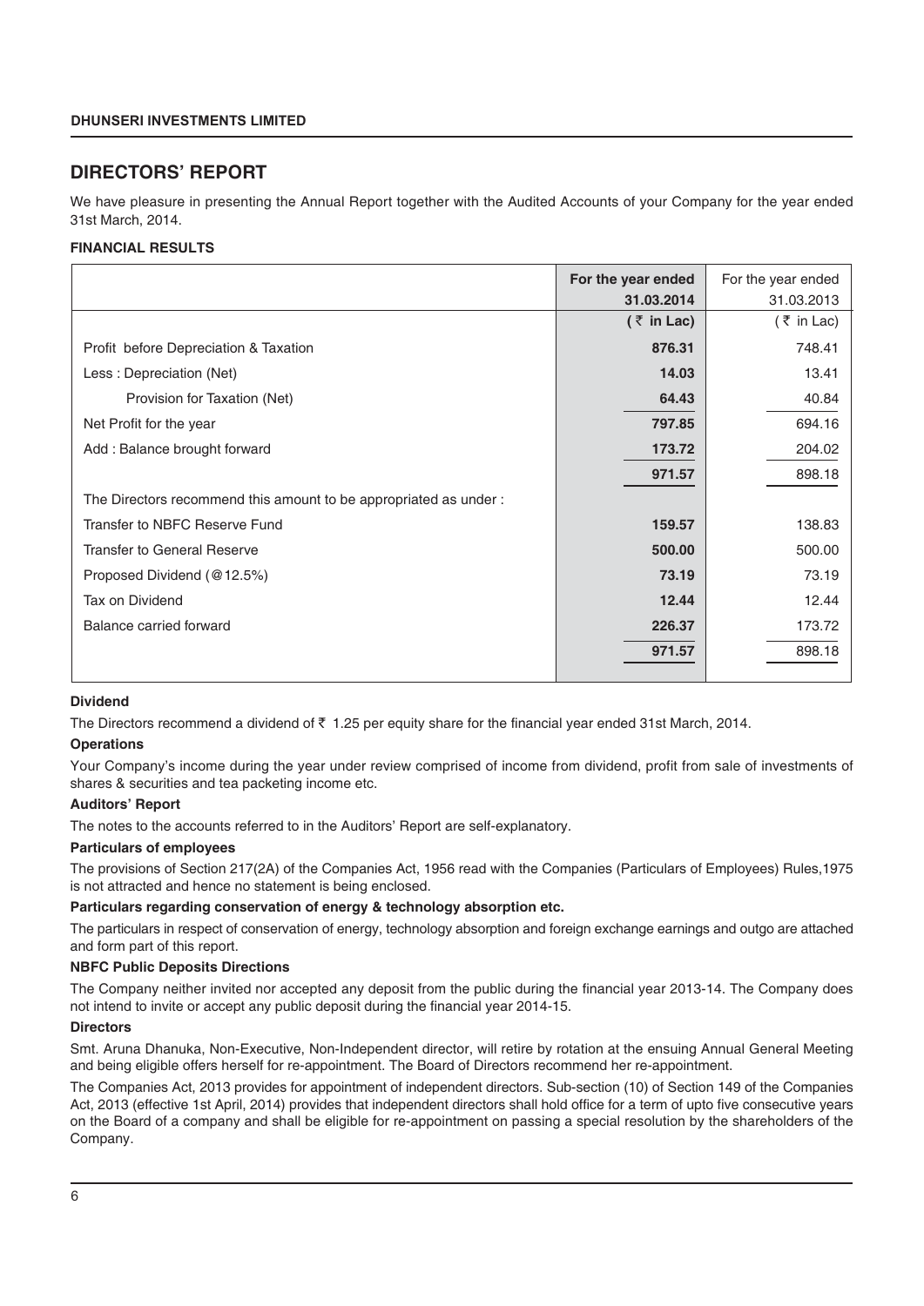## DIRECTORS' REPORT

We have pleasure in presenting the Annual Report together with the Audited Accounts of your Company for the year ended 31st March, 2014.

**FINANCIAL RESULTS**

| | For the year ended 31.03.2014 (₹ in Lac) | For the year ended 31.03.2013 (₹ in Lac) |
|---|---|---|
| Profit before Depreciation & Taxation | **876.31** | 748.41 |
| Less : Depreciation (Net) | **14.03** | 13.41 |
| Provision for Taxation (Net) | **64.43** | 40.84 |
| Net Profit for the year | **797.85** | 694.16 |
| Add : Balance brought forward | **173.72** | 204.02 |
| | **971.57** | 898.18 |
| The Directors recommend this amount to be appropriated as under : | | |
| Transfer to NBFC Reserve Fund | **159.57** | 138.83 |
| Transfer to General Reserve | **500.00** | 500.00 |
| Proposed Dividend (@12.5%) | **73.19** | 73.19 |
| Tax on Dividend | **12.44** | 12.44 |
| Balance carried forward | **226.37** | 173.72 |
| | **971.57** | 898.18 |

**Dividend**

The Directors recommend a dividend of ₹ 1.25 per equity share for the financial year ended 31st March, 2014.

**Operations**

Your Company's income during the year under review comprised of income from dividend, profit from sale of investments of shares & securities and tea packeting income etc.

**Auditors' Report**

The notes to the accounts referred to in the Auditors' Report are self-explanatory.

**Particulars of employees**

The provisions of Section 217(2A) of the Companies Act, 1956 read with the Companies (Particulars of Employees) Rules,1975 is not attracted and hence no statement is being enclosed.

**Particulars regarding conservation of energy & technology absorption etc.**

The particulars in respect of conservation of energy, technology absorption and foreign exchange earnings and outgo are attached and form part of this report.

**NBFC Public Deposits Directions**

The Company neither invited nor accepted any deposit from the public during the financial year 2013-14. The Company does not intend to invite or accept any public deposit during the financial year 2014-15.

**Directors**

Smt. Aruna Dhanuka, Non-Executive, Non-Independent director, will retire by rotation at the ensuing Annual General Meeting and being eligible offers herself for re-appointment. The Board of Directors recommend her re-appointment.

The Companies Act, 2013 provides for appointment of independent directors. Sub-section (10) of Section 149 of the Companies Act, 2013 (effective 1st April, 2014) provides that independent directors shall hold office for a term of upto five consecutive years on the Board of a company and shall be eligible for re-appointment on passing a special resolution by the shareholders of the Company.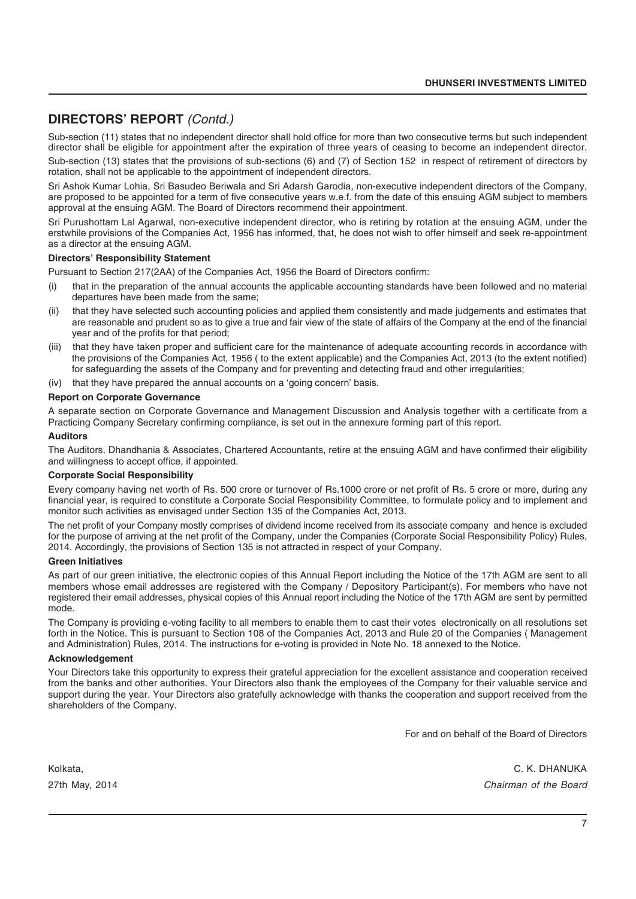## DIRECTORS' REPORT *(Contd.)*

Sub-section (11) states that no independent director shall hold office for more than two consecutive terms but such independent director shall be eligible for appointment after the expiration of three years of ceasing to become an independent director.

Sub-section (13) states that the provisions of sub-sections (6) and (7) of Section 152 in respect of retirement of directors by rotation, shall not be applicable to the appointment of independent directors.

Sri Ashok Kumar Lohia, Sri Basudeo Beriwala and Sri Adarsh Garodia, non-executive independent directors of the Company, are proposed to be appointed for a term of five consecutive years w.e.f. from the date of this ensuing AGM subject to members approval at the ensuing AGM. The Board of Directors recommend their appointment.

Sri Purushottam Lal Agarwal, non-executive independent director, who is retiring by rotation at the ensuing AGM, under the erstwhile provisions of the Companies Act, 1956 has informed, that, he does not wish to offer himself and seek re-appointment as a director at the ensuing AGM.

**Directors' Responsibility Statement**

Pursuant to Section 217(2AA) of the Companies Act, 1956 the Board of Directors confirm:

(i) that in the preparation of the annual accounts the applicable accounting standards have been followed and no material departures have been made from the same;

(ii) that they have selected such accounting policies and applied them consistently and made judgements and estimates that are reasonable and prudent so as to give a true and fair view of the state of affairs of the Company at the end of the financial year and of the profits for that period;

(iii) that they have taken proper and sufficient care for the maintenance of adequate accounting records in accordance with the provisions of the Companies Act, 1956 ( to the extent applicable) and the Companies Act, 2013 (to the extent notified) for safeguarding the assets of the Company and for preventing and detecting fraud and other irregularities;

(iv) that they have prepared the annual accounts on a 'going concern' basis.

**Report on Corporate Governance**

A separate section on Corporate Governance and Management Discussion and Analysis together with a certificate from a Practicing Company Secretary confirming compliance, is set out in the annexure forming part of this report.

**Auditors**

The Auditors, Dhandhania & Associates, Chartered Accountants, retire at the ensuing AGM and have confirmed their eligibility and willingness to accept office, if appointed.

**Corporate Social Responsibility**

Every company having net worth of Rs. 500 crore or turnover of Rs.1000 crore or net profit of Rs. 5 crore or more, during any financial year, is required to constitute a Corporate Social Responsibility Committee, to formulate policy and to implement and monitor such activities as envisaged under Section 135 of the Companies Act, 2013.

The net profit of your Company mostly comprises of dividend income received from its associate company and hence is excluded for the purpose of arriving at the net profit of the Company, under the Companies (Corporate Social Responsibility Policy) Rules, 2014. Accordingly, the provisions of Section 135 is not attracted in respect of your Company.

**Green Initiatives**

As part of our green initiative, the electronic copies of this Annual Report including the Notice of the 17th AGM are sent to all members whose email addresses are registered with the Company / Depository Participant(s). For members who have not registered their email addresses, physical copies of this Annual report including the Notice of the 17th AGM are sent by permitted mode.

The Company is providing e-voting facility to all members to enable them to cast their votes electronically on all resolutions set forth in the Notice. This is pursuant to Section 108 of the Companies Act, 2013 and Rule 20 of the Companies ( Management and Administration) Rules, 2014. The instructions for e-voting is provided in Note No. 18 annexed to the Notice.

**Acknowledgement**

Your Directors take this opportunity to express their grateful appreciation for the excellent assistance and cooperation received from the banks and other authorities. Your Directors also thank the employees of the Company for their valuable service and support during the year. Your Directors also gratefully acknowledge with thanks the cooperation and support received from the shareholders of the Company.

For and on behalf of the Board of Directors

Kolkata,
27th May, 2014

C. K. DHANUKA
*Chairman of the Board*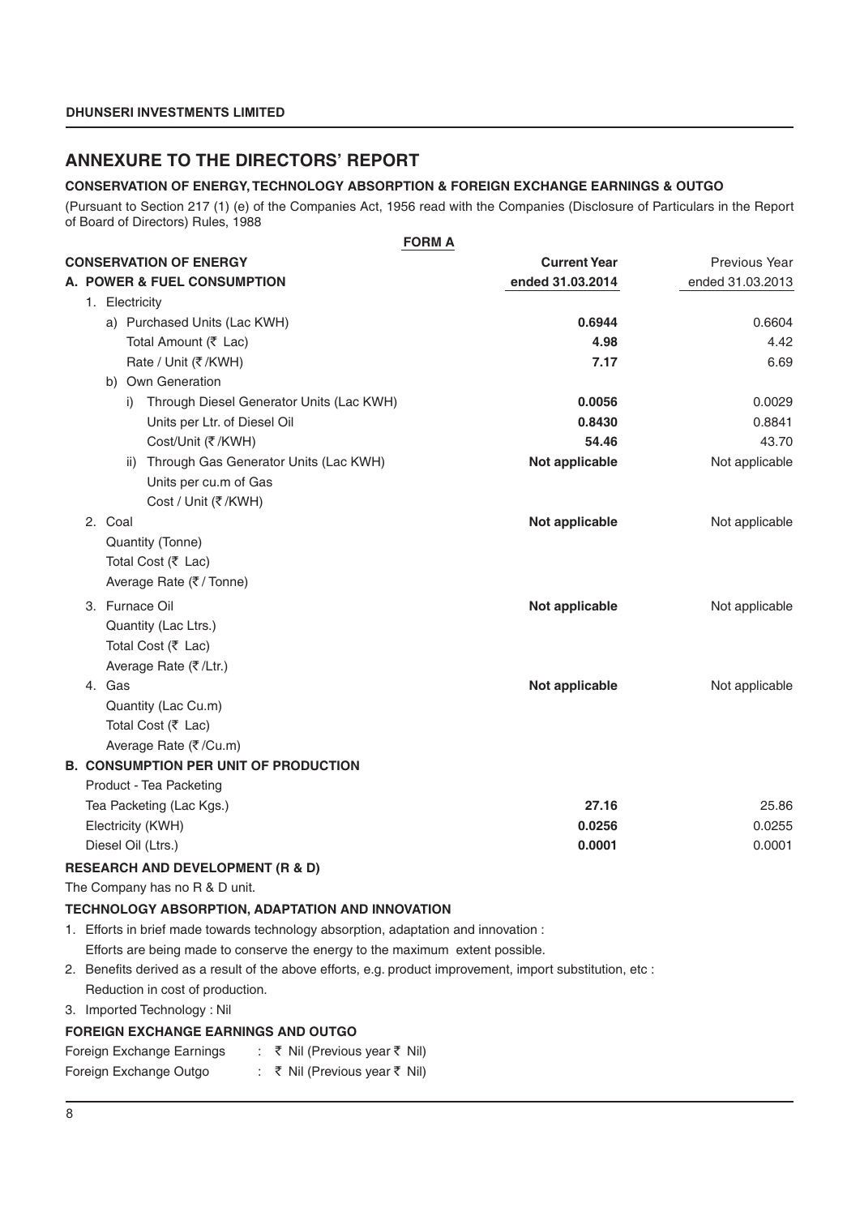## ANNEXURE TO THE DIRECTORS' REPORT

**CONSERVATION OF ENERGY, TECHNOLOGY ABSORPTION & FOREIGN EXCHANGE EARNINGS & OUTGO**

(Pursuant to Section 217 (1) (e) of the Companies Act, 1956 read with the Companies (Disclosure of Particulars in the Report of Board of Directors) Rules, 1988

**FORM A**

| **CONSERVATION OF ENERGY** | **Current Year** | Previous Year |
|---|---|---|
| **A. POWER & FUEL CONSUMPTION** | **ended 31.03.2014** | ended 31.03.2013 |
| 1. Electricity | | |
| a) Purchased Units (Lac KWH) | **0.6944** | 0.6604 |
| Total Amount (₹ Lac) | **4.98** | 4.42 |
| Rate / Unit (₹/KWH) | **7.17** | 6.69 |
| b) Own Generation | | |
| i) Through Diesel Generator Units (Lac KWH) | **0.0056** | 0.0029 |
| Units per Ltr. of Diesel Oil | **0.8430** | 0.8841 |
| Cost/Unit (₹/KWH) | **54.46** | 43.70 |
| ii) Through Gas Generator Units (Lac KWH) | **Not applicable** | Not applicable |
| Units per cu.m of Gas | | |
| Cost / Unit (₹/KWH) | | |
| 2. Coal | **Not applicable** | Not applicable |
| Quantity (Tonne) | | |
| Total Cost (₹ Lac) | | |
| Average Rate (₹/Tonne) | | |
| 3. Furnace Oil | **Not applicable** | Not applicable |
| Quantity (Lac Ltrs.) | | |
| Total Cost (₹ Lac) | | |
| Average Rate (₹/Ltr.) | | |
| 4. Gas | **Not applicable** | Not applicable |
| Quantity (Lac Cu.m) | | |
| Total Cost (₹ Lac) | | |
| Average Rate (₹/Cu.m) | | |
| **B. CONSUMPTION PER UNIT OF PRODUCTION** | | |
| Product - Tea Packeting | | |
| Tea Packeting (Lac Kgs.) | **27.16** | 25.86 |
| Electricity (KWH) | **0.0256** | 0.0255 |
| Diesel Oil (Ltrs.) | **0.0001** | 0.0001 |

**RESEARCH AND DEVELOPMENT (R & D)**

The Company has no R & D unit.

**TECHNOLOGY ABSORPTION, ADAPTATION AND INNOVATION**

1. Efforts in brief made towards technology absorption, adaptation and innovation :
   Efforts are being made to conserve the energy to the maximum extent possible.
2. Benefits derived as a result of the above efforts, e.g. product improvement, import substitution, etc :
   Reduction in cost of production.
3. Imported Technology : Nil

**FOREIGN EXCHANGE EARNINGS AND OUTGO**

Foreign Exchange Earnings : ₹ Nil (Previous year ₹ Nil)

Foreign Exchange Outgo : ₹ Nil (Previous year ₹ Nil)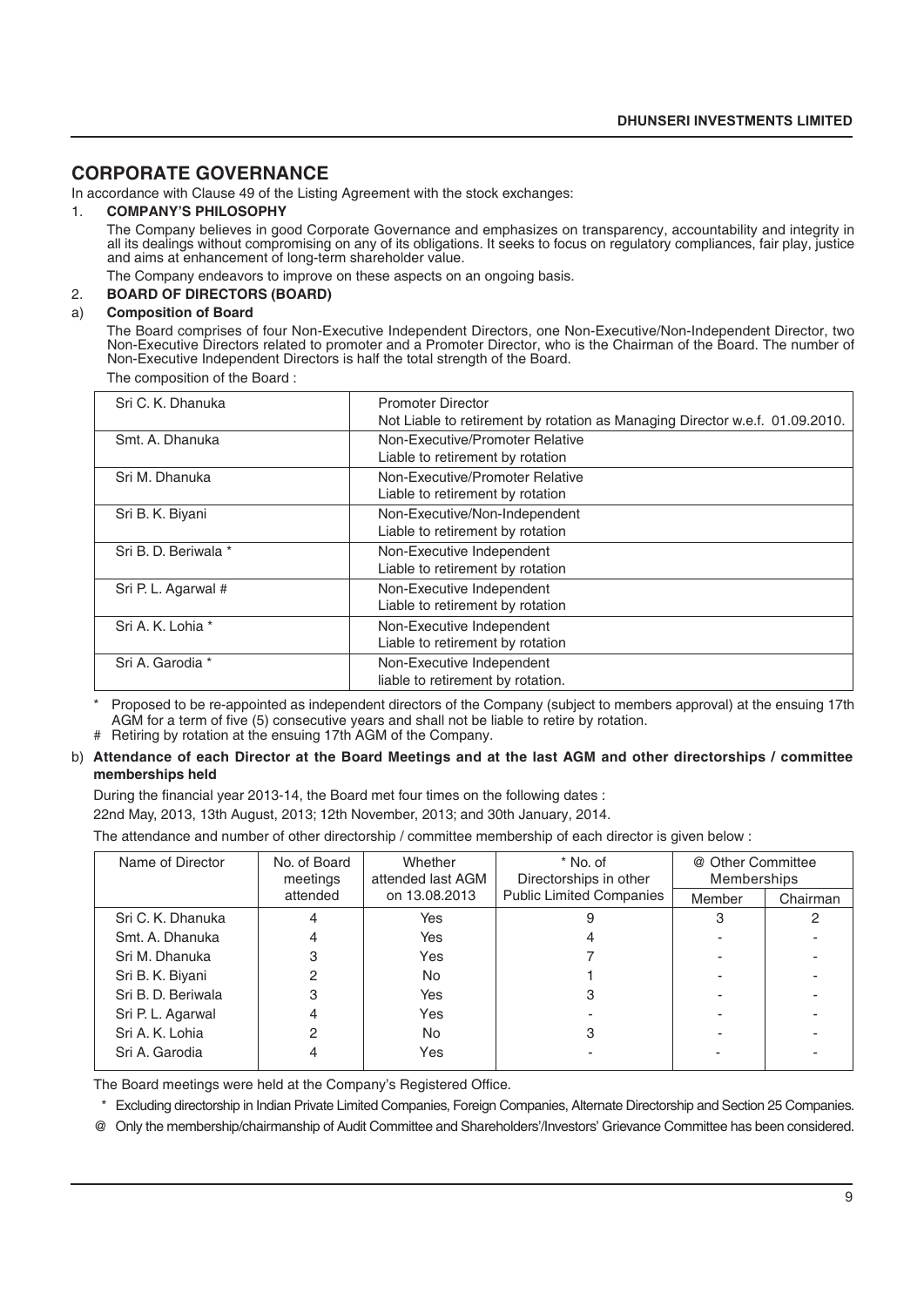# CORPORATE GOVERNANCE

In accordance with Clause 49 of the Listing Agreement with the stock exchanges:

## 1. COMPANY'S PHILOSOPHY

The Company believes in good Corporate Governance and emphasizes on transparency, accountability and integrity in all its dealings without compromising on any of its obligations. It seeks to focus on regulatory compliances, fair play, justice and aims at enhancement of long-term shareholder value.

The Company endeavors to improve on these aspects on an ongoing basis.

## 2. BOARD OF DIRECTORS (BOARD)

### a) Composition of Board

The Board comprises of four Non-Executive Independent Directors, one Non-Executive/Non-Independent Director, two Non-Executive Directors related to promoter and a Promoter Director, who is the Chairman of the Board. The number of Non-Executive Independent Directors is half the total strength of the Board.

The composition of the Board :

| | |
|---|---|
| Sri C. K. Dhanuka | Promoter Director<br>Not Liable to retirement by rotation as Managing Director w.e.f. 01.09.2010. |
| Smt. A. Dhanuka | Non-Executive/Promoter Relative<br>Liable to retirement by rotation |
| Sri M. Dhanuka | Non-Executive/Promoter Relative<br>Liable to retirement by rotation |
| Sri B. K. Biyani | Non-Executive/Non-Independent<br>Liable to retirement by rotation |
| Sri B. D. Beriwala * | Non-Executive Independent<br>Liable to retirement by rotation |
| Sri P. L. Agarwal # | Non-Executive Independent<br>Liable to retirement by rotation |
| Sri A. K. Lohia * | Non-Executive Independent<br>Liable to retirement by rotation |
| Sri A. Garodia * | Non-Executive Independent<br>liable to retirement by rotation. |

\* Proposed to be re-appointed as independent directors of the Company (subject to members approval) at the ensuing 17th AGM for a term of five (5) consecutive years and shall not be liable to retire by rotation.

# Retiring by rotation at the ensuing 17th AGM of the Company.

### b) Attendance of each Director at the Board Meetings and at the last AGM and other directorships / committee memberships held

During the financial year 2013-14, the Board met four times on the following dates :

22nd May, 2013, 13th August, 2013; 12th November, 2013; and 30th January, 2014.

The attendance and number of other directorship / committee membership of each director is given below :

| Name of Director | No. of Board meetings attended | Whether attended last AGM on 13.08.2013 | * No. of Directorships in other Public Limited Companies | @ Other Committee Memberships | |
|---|---|---|---|---|---|
| | | | | Member | Chairman |
| Sri C. K. Dhanuka | 4 | Yes | 9 | 3 | 2 |
| Smt. A. Dhanuka | 4 | Yes | 4 | - | - |
| Sri M. Dhanuka | 3 | Yes | 7 | - | - |
| Sri B. K. Biyani | 2 | No | 1 | - | - |
| Sri B. D. Beriwala | 3 | Yes | 3 | - | - |
| Sri P. L. Agarwal | 4 | Yes | - | - | - |
| Sri A. K. Lohia | 2 | No | 3 | - | - |
| Sri A. Garodia | 4 | Yes | - | - | - |

The Board meetings were held at the Company's Registered Office.

\* Excluding directorship in Indian Private Limited Companies, Foreign Companies, Alternate Directorship and Section 25 Companies.

@ Only the membership/chairmanship of Audit Committee and Shareholders'/Investors' Grievance Committee has been considered.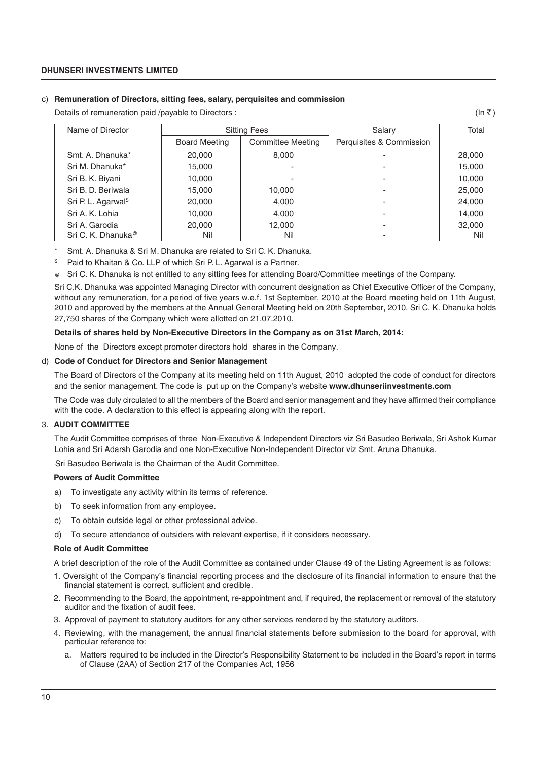c) **Remuneration of Directors, sitting fees, salary, perquisites and commission**

Details of remuneration paid /payable to Directors : (In ₹ )

| Name of Director | Sitting Fees | | Salary | Total |
|---|---|---|---|---|
| | Board Meeting | Committee Meeting | Perquisites & Commission | |
| Smt. A. Dhanuka* | 20,000 | 8,000 | - | 28,000 |
| Sri M. Dhanuka* | 15,000 | - | - | 15,000 |
| Sri B. K. Biyani | 10,000 | - | - | 10,000 |
| Sri B. D. Beriwala | 15,000 | 10,000 | - | 25,000 |
| Sri P. L. Agarwal[$] | 20,000 | 4,000 | - | 24,000 |
| Sri A. K. Lohia | 10,000 | 4,000 | - | 14,000 |
| Sri A. Garodia | 20,000 | 12,000 | - | 32,000 |
| Sri C. K. Dhanuka[@] | Nil | Nil | - | Nil |

\* Smt. A. Dhanuka & Sri M. Dhanuka are related to Sri C. K. Dhanuka.

$ Paid to Khaitan & Co. LLP of which Sri P. L. Agarwal is a Partner.

@ Sri C. K. Dhanuka is not entitled to any sitting fees for attending Board/Committee meetings of the Company.

Sri C.K. Dhanuka was appointed Managing Director with concurrent designation as Chief Executive Officer of the Company, without any remuneration, for a period of five years w.e.f. 1st September, 2010 at the Board meeting held on 11th August, 2010 and approved by the members at the Annual General Meeting held on 20th September, 2010. Sri C. K. Dhanuka holds 27,750 shares of the Company which were allotted on 21.07.2010.

**Details of shares held by Non-Executive Directors in the Company as on 31st March, 2014:**

None of the Directors except promoter directors hold shares in the Company.

d) **Code of Conduct for Directors and Senior Management**

The Board of Directors of the Company at its meeting held on 11th August, 2010 adopted the code of conduct for directors and the senior management. The code is put up on the Company's website **www.dhunseriinvestments.com**

The Code was duly circulated to all the members of the Board and senior management and they have affirmed their compliance with the code. A declaration to this effect is appearing along with the report.

## 3. AUDIT COMMITTEE

The Audit Committee comprises of three Non-Executive & Independent Directors viz Sri Basudeo Beriwala, Sri Ashok Kumar Lohia and Sri Adarsh Garodia and one Non-Executive Non-Independent Director viz Smt. Aruna Dhanuka.

Sri Basudeo Beriwala is the Chairman of the Audit Committee.

**Powers of Audit Committee**

a) To investigate any activity within its terms of reference.

b) To seek information from any employee.

c) To obtain outside legal or other professional advice.

d) To secure attendance of outsiders with relevant expertise, if it considers necessary.

**Role of Audit Committee**

A brief description of the role of the Audit Committee as contained under Clause 49 of the Listing Agreement is as follows:

1. Oversight of the Company's financial reporting process and the disclosure of its financial information to ensure that the financial statement is correct, sufficient and credible.
2. Recommending to the Board, the appointment, re-appointment and, if required, the replacement or removal of the statutory auditor and the fixation of audit fees.
3. Approval of payment to statutory auditors for any other services rendered by the statutory auditors.
4. Reviewing, with the management, the annual financial statements before submission to the board for approval, with particular reference to:
   a. Matters required to be included in the Director's Responsibility Statement to be included in the Board's report in terms of Clause (2AA) of Section 217 of the Companies Act, 1956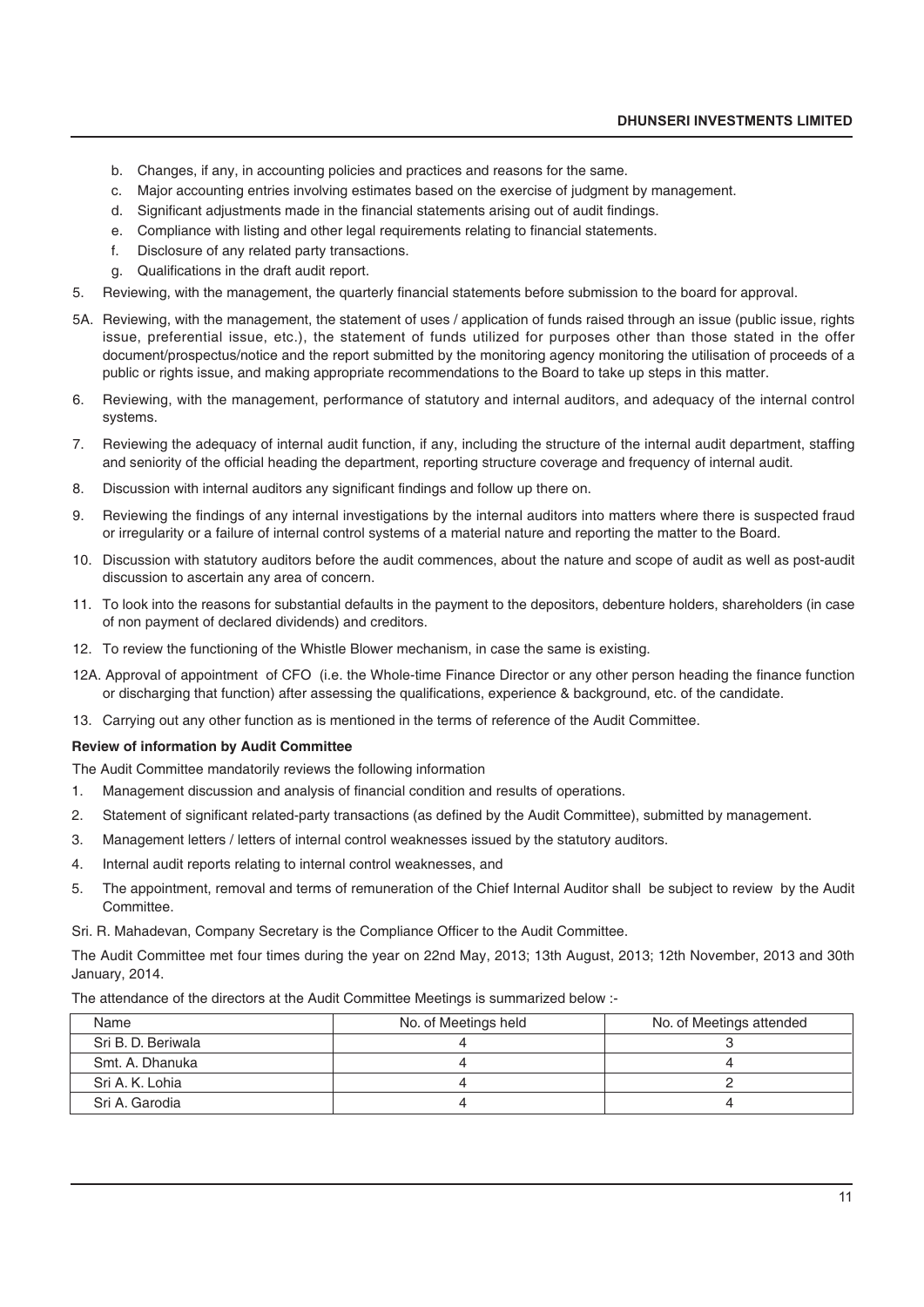b. Changes, if any, in accounting policies and practices and reasons for the same.
c. Major accounting entries involving estimates based on the exercise of judgment by management.
d. Significant adjustments made in the financial statements arising out of audit findings.
e. Compliance with listing and other legal requirements relating to financial statements.
f. Disclosure of any related party transactions.
g. Qualifications in the draft audit report.

5. Reviewing, with the management, the quarterly financial statements before submission to the board for approval.

5A. Reviewing, with the management, the statement of uses / application of funds raised through an issue (public issue, rights issue, preferential issue, etc.), the statement of funds utilized for purposes other than those stated in the offer document/prospectus/notice and the report submitted by the monitoring agency monitoring the utilisation of proceeds of a public or rights issue, and making appropriate recommendations to the Board to take up steps in this matter.

6. Reviewing, with the management, performance of statutory and internal auditors, and adequacy of the internal control systems.

7. Reviewing the adequacy of internal audit function, if any, including the structure of the internal audit department, staffing and seniority of the official heading the department, reporting structure coverage and frequency of internal audit.

8. Discussion with internal auditors any significant findings and follow up there on.

9. Reviewing the findings of any internal investigations by the internal auditors into matters where there is suspected fraud or irregularity or a failure of internal control systems of a material nature and reporting the matter to the Board.

10. Discussion with statutory auditors before the audit commences, about the nature and scope of audit as well as post-audit discussion to ascertain any area of concern.

11. To look into the reasons for substantial defaults in the payment to the depositors, debenture holders, shareholders (in case of non payment of declared dividends) and creditors.

12. To review the functioning of the Whistle Blower mechanism, in case the same is existing.

12A. Approval of appointment of CFO (i.e. the Whole-time Finance Director or any other person heading the finance function or discharging that function) after assessing the qualifications, experience & background, etc. of the candidate.

13. Carrying out any other function as is mentioned in the terms of reference of the Audit Committee.

**Review of information by Audit Committee**

The Audit Committee mandatorily reviews the following information

1. Management discussion and analysis of financial condition and results of operations.
2. Statement of significant related-party transactions (as defined by the Audit Committee), submitted by management.
3. Management letters / letters of internal control weaknesses issued by the statutory auditors.
4. Internal audit reports relating to internal control weaknesses, and
5. The appointment, removal and terms of remuneration of the Chief Internal Auditor shall be subject to review by the Audit Committee.

Sri. R. Mahadevan, Company Secretary is the Compliance Officer to the Audit Committee.

The Audit Committee met four times during the year on 22nd May, 2013; 13th August, 2013; 12th November, 2013 and 30th January, 2014.

The attendance of the directors at the Audit Committee Meetings is summarized below :-

| Name | No. of Meetings held | No. of Meetings attended |
|---|---|---|
| Sri B. D. Beriwala | 4 | 3 |
| Smt. A. Dhanuka | 4 | 4 |
| Sri A. K. Lohia | 4 | 2 |
| Sri A. Garodia | 4 | 4 |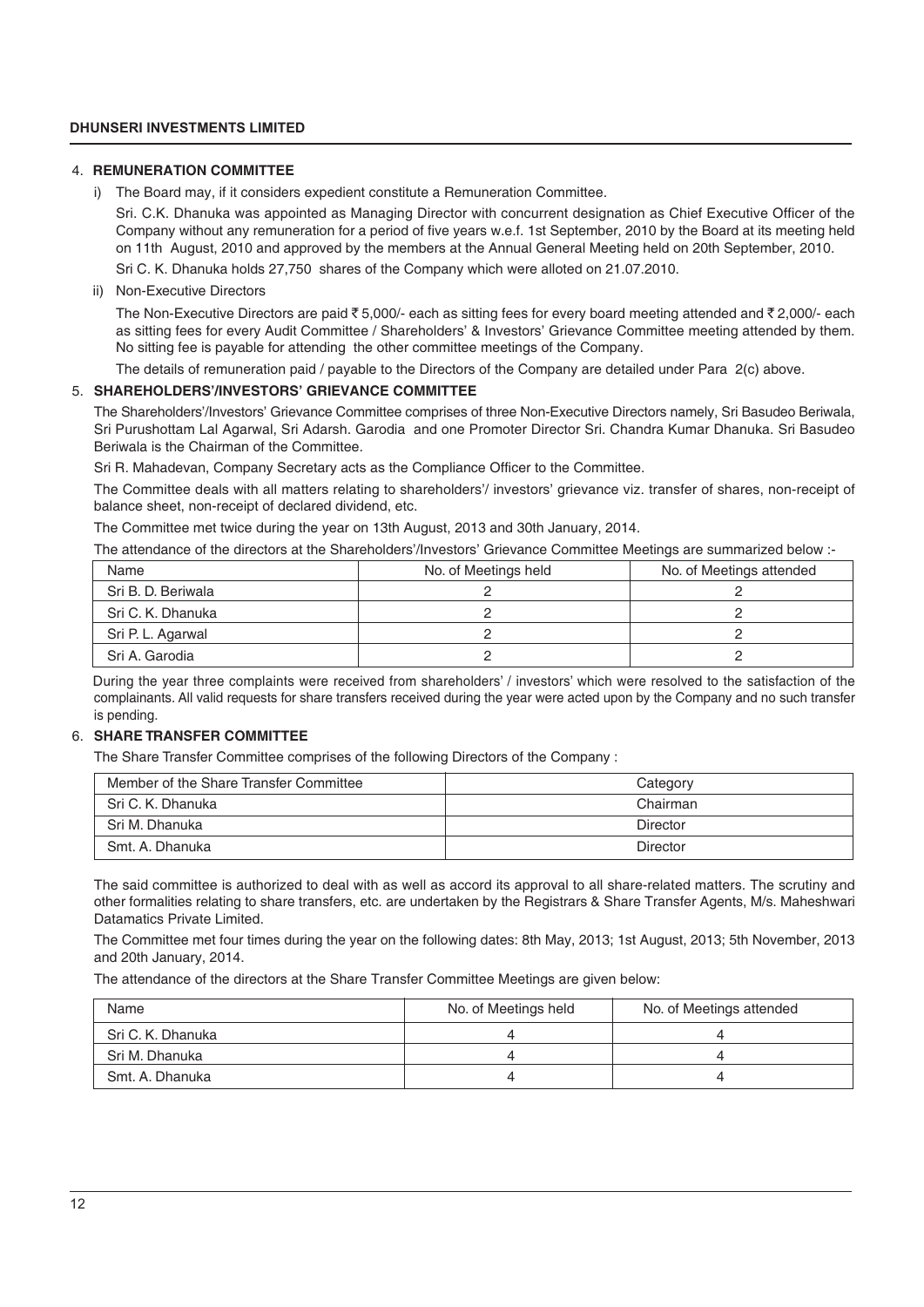## 4. REMUNERATION COMMITTEE

i) The Board may, if it considers expedient constitute a Remuneration Committee.

Sri. C.K. Dhanuka was appointed as Managing Director with concurrent designation as Chief Executive Officer of the Company without any remuneration for a period of five years w.e.f. 1st September, 2010 by the Board at its meeting held on 11th August, 2010 and approved by the members at the Annual General Meeting held on 20th September, 2010.

Sri C. K. Dhanuka holds 27,750 shares of the Company which were alloted on 21.07.2010.

ii) Non-Executive Directors

The Non-Executive Directors are paid ₹ 5,000/- each as sitting fees for every board meeting attended and ₹ 2,000/- each as sitting fees for every Audit Committee / Shareholders' & Investors' Grievance Committee meeting attended by them. No sitting fee is payable for attending the other committee meetings of the Company.

The details of remuneration paid / payable to the Directors of the Company are detailed under Para 2(c) above.

## 5. SHAREHOLDERS'/INVESTORS' GRIEVANCE COMMITTEE

The Shareholders'/Investors' Grievance Committee comprises of three Non-Executive Directors namely, Sri Basudeo Beriwala, Sri Purushottam Lal Agarwal, Sri Adarsh. Garodia and one Promoter Director Sri. Chandra Kumar Dhanuka. Sri Basudeo Beriwala is the Chairman of the Committee.

Sri R. Mahadevan, Company Secretary acts as the Compliance Officer to the Committee.

The Committee deals with all matters relating to shareholders'/ investors' grievance viz. transfer of shares, non-receipt of balance sheet, non-receipt of declared dividend, etc.

The Committee met twice during the year on 13th August, 2013 and 30th January, 2014.

The attendance of the directors at the Shareholders'/Investors' Grievance Committee Meetings are summarized below :-

| Name | No. of Meetings held | No. of Meetings attended |
|---|---|---|
| Sri B. D. Beriwala | 2 | 2 |
| Sri C. K. Dhanuka | 2 | 2 |
| Sri P. L. Agarwal | 2 | 2 |
| Sri A. Garodia | 2 | 2 |

During the year three complaints were received from shareholders' / investors' which were resolved to the satisfaction of the complainants. All valid requests for share transfers received during the year were acted upon by the Company and no such transfer is pending.

## 6. SHARE TRANSFER COMMITTEE

The Share Transfer Committee comprises of the following Directors of the Company :

| Member of the Share Transfer Committee | Category |
|---|---|
| Sri C. K. Dhanuka | Chairman |
| Sri M. Dhanuka | Director |
| Smt. A. Dhanuka | Director |

The said committee is authorized to deal with as well as accord its approval to all share-related matters. The scrutiny and other formalities relating to share transfers, etc. are undertaken by the Registrars & Share Transfer Agents, M/s. Maheshwari Datamatics Private Limited.

The Committee met four times during the year on the following dates: 8th May, 2013; 1st August, 2013; 5th November, 2013 and 20th January, 2014.

The attendance of the directors at the Share Transfer Committee Meetings are given below:

| Name | No. of Meetings held | No. of Meetings attended |
|---|---|---|
| Sri C. K. Dhanuka | 4 | 4 |
| Sri M. Dhanuka | 4 | 4 |
| Smt. A. Dhanuka | 4 | 4 |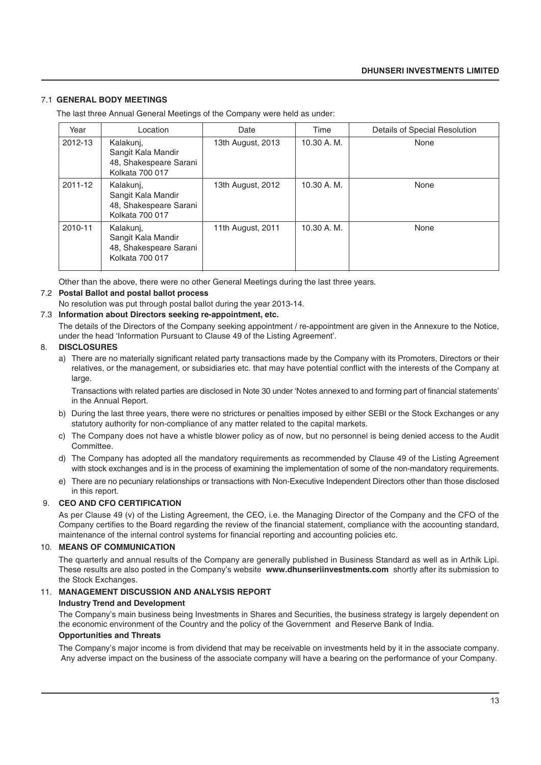### 7.1 GENERAL BODY MEETINGS

The last three Annual General Meetings of the Company were held as under:

| Year | Location | Date | Time | Details of Special Resolution |
|---|---|---|---|---|
| 2012-13 | Kalakunj, Sangit Kala Mandir 48, Shakespeare Sarani Kolkata 700 017 | 13th August, 2013 | 10.30 A. M. | None |
| 2011-12 | Kalakunj, Sangit Kala Mandir 48, Shakespeare Sarani Kolkata 700 017 | 13th August, 2012 | 10.30 A. M. | None |
| 2010-11 | Kalakunj, Sangit Kala Mandir 48, Shakespeare Sarani Kolkata 700 017 | 11th August, 2011 | 10.30 A. M. | None |

Other than the above, there were no other General Meetings during the last three years.

### 7.2 Postal Ballot and postal ballot process

No resolution was put through postal ballot during the year 2013-14.

### 7.3 Information about Directors seeking re-appointment, etc.

The details of the Directors of the Company seeking appointment / re-appointment are given in the Annexure to the Notice, under the head 'Information Pursuant to Clause 49 of the Listing Agreement'.

## 8. DISCLOSURES

a) There are no materially significant related party transactions made by the Company with its Promoters, Directors or their relatives, or the management, or subsidiaries etc. that may have potential conflict with the interests of the Company at large.

   Transactions with related parties are disclosed in Note 30 under 'Notes annexed to and forming part of financial statements' in the Annual Report.

b) During the last three years, there were no strictures or penalties imposed by either SEBI or the Stock Exchanges or any statutory authority for non-compliance of any matter related to the capital markets.

c) The Company does not have a whistle blower policy as of now, but no personnel is being denied access to the Audit Committee.

d) The Company has adopted all the mandatory requirements as recommended by Clause 49 of the Listing Agreement with stock exchanges and is in the process of examining the implementation of some of the non-mandatory requirements.

e) There are no pecuniary relationships or transactions with Non-Executive Independent Directors other than those disclosed in this report.

## 9. CEO AND CFO CERTIFICATION

As per Clause 49 (v) of the Listing Agreement, the CEO, i.e. the Managing Director of the Company and the CFO of the Company certifies to the Board regarding the review of the financial statement, compliance with the accounting standard, maintenance of the internal control systems for financial reporting and accounting policies etc.

## 10. MEANS OF COMMUNICATION

The quarterly and annual results of the Company are generally published in Business Standard as well as in Arthik Lipi. These results are also posted in the Company's website **www.dhunseriinvestments.com** shortly after its submission to the Stock Exchanges.

## 11. MANAGEMENT DISCUSSION AND ANALYSIS REPORT

**Industry Trend and Development**

The Company's main business being Investments in Shares and Securities, the business strategy is largely dependent on the economic environment of the Country and the policy of the Government and Reserve Bank of India.

**Opportunities and Threats**

The Company's major income is from dividend that may be receivable on investments held by it in the associate company. Any adverse impact on the business of the associate company will have a bearing on the performance of your Company.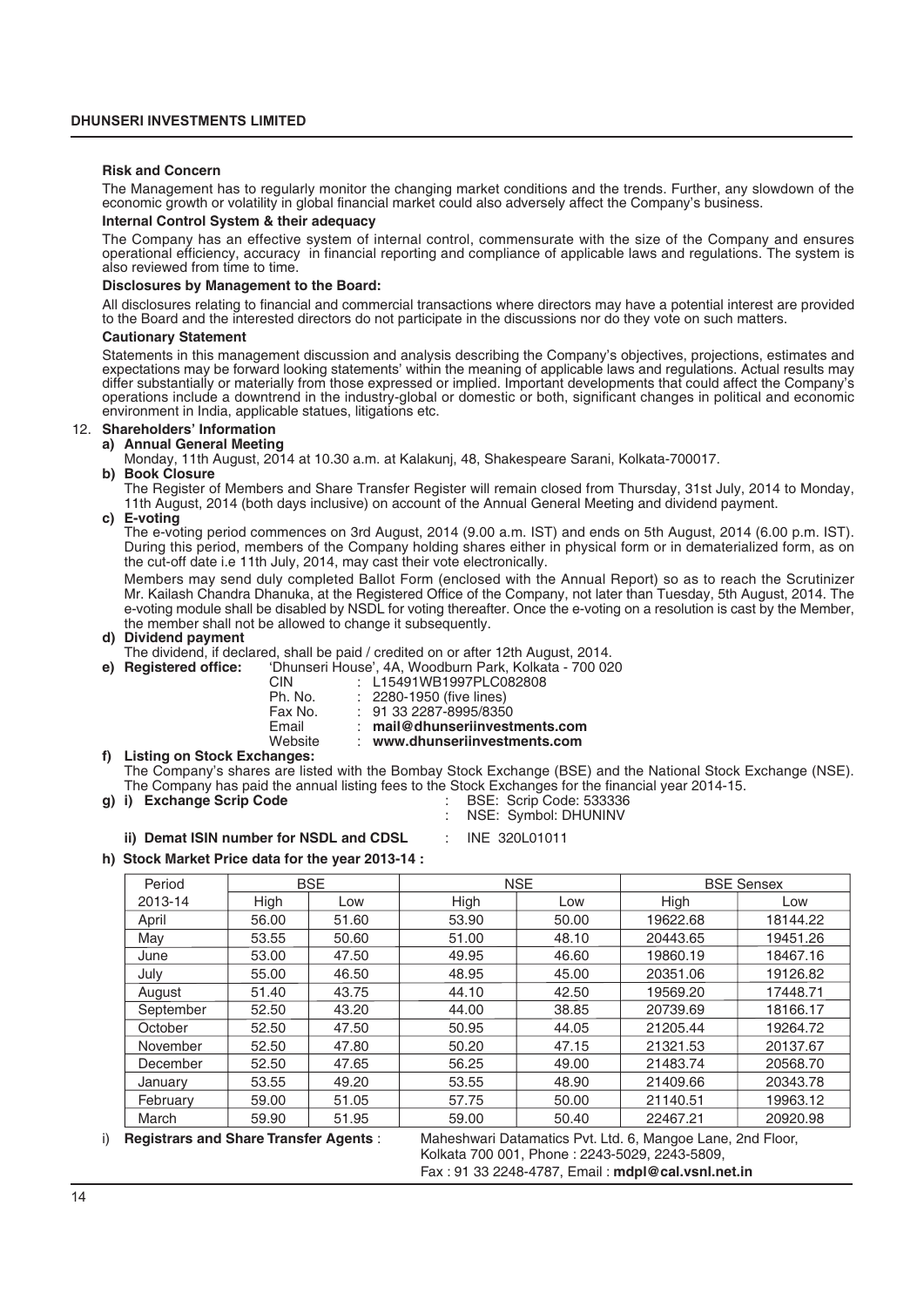**Risk and Concern**

The Management has to regularly monitor the changing market conditions and the trends. Further, any slowdown of the economic growth or volatility in global financial market could also adversely affect the Company's business.

**Internal Control System & their adequacy**

The Company has an effective system of internal control, commensurate with the size of the Company and ensures operational efficiency, accuracy in financial reporting and compliance of applicable laws and regulations. The system is also reviewed from time to time.

**Disclosures by Management to the Board:**

All disclosures relating to financial and commercial transactions where directors may have a potential interest are provided to the Board and the interested directors do not participate in the discussions nor do they vote on such matters.

**Cautionary Statement**

Statements in this management discussion and analysis describing the Company's objectives, projections, estimates and expectations may be forward looking statements' within the meaning of applicable laws and regulations. Actual results may differ substantially or materially from those expressed or implied. Important developments that could affect the Company's operations include a downtrend in the industry-global or domestic or both, significant changes in political and economic environment in India, applicable statues, litigations etc.

12. **Shareholders' Information**

**a) Annual General Meeting**

Monday, 11th August, 2014 at 10.30 a.m. at Kalakunj, 48, Shakespeare Sarani, Kolkata-700017.

**b) Book Closure**

The Register of Members and Share Transfer Register will remain closed from Thursday, 31st July, 2014 to Monday, 11th August, 2014 (both days inclusive) on account of the Annual General Meeting and dividend payment.

**c) E-voting**

The e-voting period commences on 3rd August, 2014 (9.00 a.m. IST) and ends on 5th August, 2014 (6.00 p.m. IST). During this period, members of the Company holding shares either in physical form or in dematerialized form, as on the cut-off date i.e 11th July, 2014, may cast their vote electronically.

Members may send duly completed Ballot Form (enclosed with the Annual Report) so as to reach the Scrutinizer Mr. Kailash Chandra Dhanuka, at the Registered Office of the Company, not later than Tuesday, 5th August, 2014. The e-voting module shall be disabled by NSDL for voting thereafter. Once the e-voting on a resolution is cast by the Member, the member shall not be allowed to change it subsequently.

**d) Dividend payment**

The dividend, if declared, shall be paid / credited on or after 12th August, 2014.

**e) Registered office:** 'Dhunseri House', 4A, Woodburn Park, Kolkata - 700 020

CIN : L15491WB1997PLC082808
Ph. No. : 2280-1950 (five lines)
Fax No. : 91 33 2287-8995/8350
Email : **mail@dhunseriinvestments.com**
Website : **www.dhunseriinvestments.com**

**f) Listing on Stock Exchanges:**

The Company's shares are listed with the Bombay Stock Exchange (BSE) and the National Stock Exchange (NSE). The Company has paid the annual listing fees to the Stock Exchanges for the financial year 2014-15.

**g) i) Exchange Scrip Code** : BSE: Scrip Code: 533336
: NSE: Symbol: DHUNINV

**ii) Demat ISIN number for NSDL and CDSL** : INE 320L01011

**h) Stock Market Price data for the year 2013-14 :**

| Period | BSE | | NSE | | BSE Sensex | |
|---|---|---|---|---|---|---|
| 2013-14 | High | Low | High | Low | High | Low |
| April | 56.00 | 51.60 | 53.90 | 50.00 | 19622.68 | 18144.22 |
| May | 53.55 | 50.60 | 51.00 | 48.10 | 20443.65 | 19451.26 |
| June | 53.00 | 47.50 | 49.95 | 46.60 | 19860.19 | 18467.16 |
| July | 55.00 | 46.50 | 48.95 | 45.00 | 20351.06 | 19126.82 |
| August | 51.40 | 43.75 | 44.10 | 42.50 | 19569.20 | 17448.71 |
| September | 52.50 | 43.20 | 44.00 | 38.85 | 20739.69 | 18166.17 |
| October | 52.50 | 47.50 | 50.95 | 44.05 | 21205.44 | 19264.72 |
| November | 52.50 | 47.80 | 50.20 | 47.15 | 21321.53 | 20137.67 |
| December | 52.50 | 47.65 | 56.25 | 49.00 | 21483.74 | 20568.70 |
| January | 53.55 | 49.20 | 53.55 | 48.90 | 21409.66 | 20343.78 |
| February | 59.00 | 51.05 | 57.75 | 50.00 | 21140.51 | 19963.12 |
| March | 59.90 | 51.95 | 59.00 | 50.40 | 22467.21 | 20920.98 |

i) **Registrars and Share Transfer Agents** : Maheshwari Datamatics Pvt. Ltd. 6, Mangoe Lane, 2nd Floor, Kolkata 700 001, Phone : 2243-5029, 2243-5809, Fax : 91 33 2248-4787, Email : **mdpl@cal.vsnl.net.in**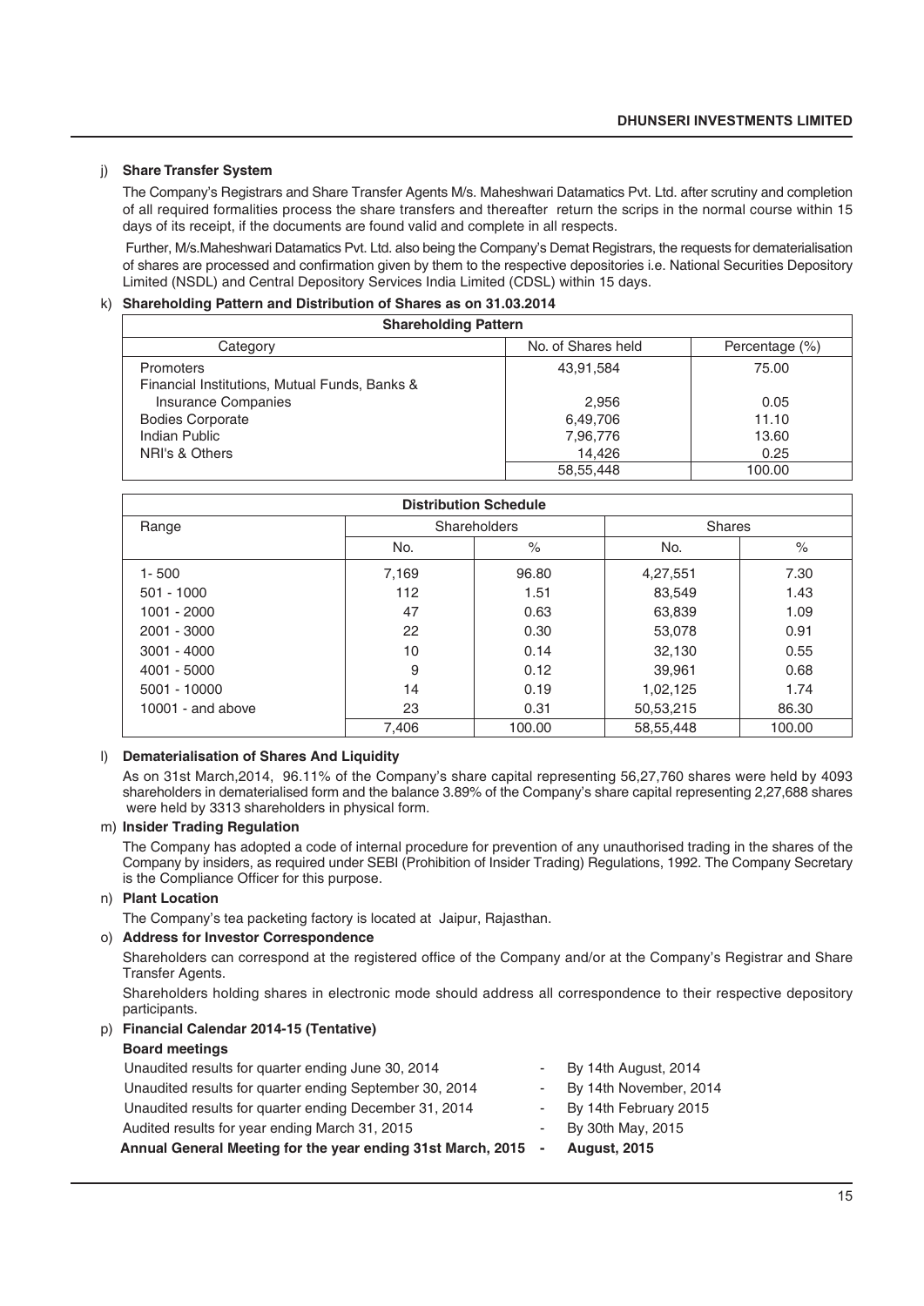j) **Share Transfer System**

The Company's Registrars and Share Transfer Agents M/s. Maheshwari Datamatics Pvt. Ltd. after scrutiny and completion of all required formalities process the share transfers and thereafter return the scrips in the normal course within 15 days of its receipt, if the documents are found valid and complete in all respects.

Further, M/s.Maheshwari Datamatics Pvt. Ltd. also being the Company's Demat Registrars, the requests for dematerialisation of shares are processed and confirmation given by them to the respective depositories i.e. National Securities Depository Limited (NSDL) and Central Depository Services India Limited (CDSL) within 15 days.

k) **Shareholding Pattern and Distribution of Shares as on 31.03.2014**

| **Shareholding Pattern** | | |
|---|---|---|
| Category | No. of Shares held | Percentage (%) |
| Promoters | 43,91,584 | 75.00 |
| Financial Institutions, Mutual Funds, Banks & Insurance Companies | 2,956 | 0.05 |
| Bodies Corporate | 6,49,706 | 11.10 |
| Indian Public | 7,96,776 | 13.60 |
| NRI's & Others | 14,426 | 0.25 |
| | 58,55,448 | 100.00 |

| **Distribution Schedule** | | | | |
|---|---|---|---|---|
| Range | Shareholders | | Shares | |
| | No. | % | No. | % |
| 1- 500 | 7,169 | 96.80 | 4,27,551 | 7.30 |
| 501 - 1000 | 112 | 1.51 | 83,549 | 1.43 |
| 1001 - 2000 | 47 | 0.63 | 63,839 | 1.09 |
| 2001 - 3000 | 22 | 0.30 | 53,078 | 0.91 |
| 3001 - 4000 | 10 | 0.14 | 32,130 | 0.55 |
| 4001 - 5000 | 9 | 0.12 | 39,961 | 0.68 |
| 5001 - 10000 | 14 | 0.19 | 1,02,125 | 1.74 |
| 10001 - and above | 23 | 0.31 | 50,53,215 | 86.30 |
| | 7,406 | 100.00 | 58,55,448 | 100.00 |

l) **Dematerialisation of Shares And Liquidity**

As on 31st March,2014, 96.11% of the Company's share capital representing 56,27,760 shares were held by 4093 shareholders in dematerialised form and the balance 3.89% of the Company's share capital representing 2,27,688 shares were held by 3313 shareholders in physical form.

m) **Insider Trading Regulation**

The Company has adopted a code of internal procedure for prevention of any unauthorised trading in the shares of the Company by insiders, as required under SEBI (Prohibition of Insider Trading) Regulations, 1992. The Company Secretary is the Compliance Officer for this purpose.

n) **Plant Location**

The Company's tea packeting factory is located at Jaipur, Rajasthan.

o) **Address for Investor Correspondence**

Shareholders can correspond at the registered office of the Company and/or at the Company's Registrar and Share Transfer Agents.

Shareholders holding shares in electronic mode should address all correspondence to their respective depository participants.

p) **Financial Calendar 2014-15 (Tentative)**

**Board meetings**

| | | |
|---|---|---|
| Unaudited results for quarter ending June 30, 2014 | - | By 14th August, 2014 |
| Unaudited results for quarter ending September 30, 2014 | - | By 14th November, 2014 |
| Unaudited results for quarter ending December 31, 2014 | - | By 14th February 2015 |
| Audited results for year ending March 31, 2015 | - | By 30th May, 2015 |
| **Annual General Meeting for the year ending 31st March, 2015** | **-** | **August, 2015** |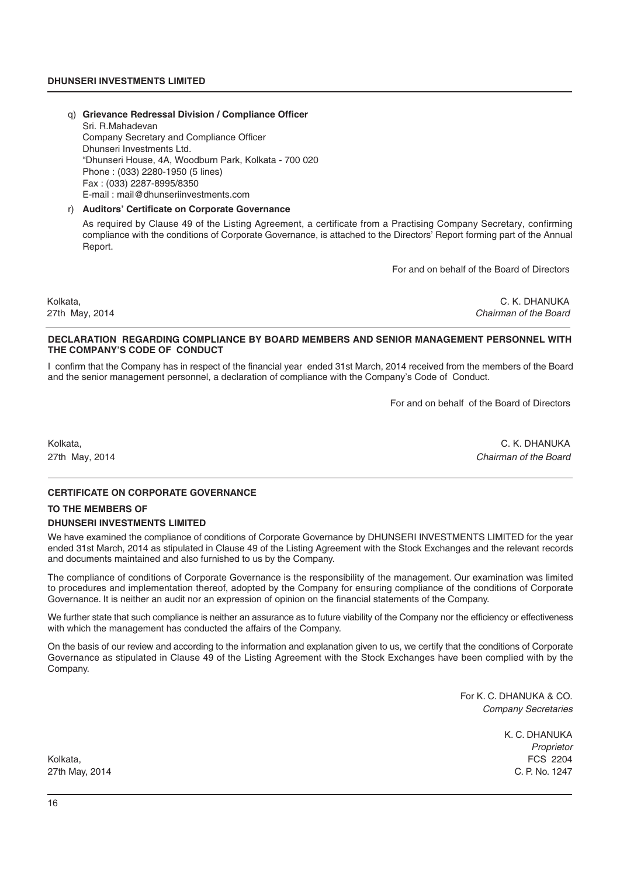q) **Grievance Redressal Division / Compliance Officer**

Sri. R.Mahadevan
Company Secretary and Compliance Officer
Dhunseri Investments Ltd.
"Dhunseri House, 4A, Woodburn Park, Kolkata - 700 020
Phone : (033) 2280-1950 (5 lines)
Fax : (033) 2287-8995/8350
E-mail : mail@dhunseriinvestments.com

r) **Auditors' Certificate on Corporate Governance**

As required by Clause 49 of the Listing Agreement, a certificate from a Practising Company Secretary, confirming compliance with the conditions of Corporate Governance, is attached to the Directors' Report forming part of the Annual Report.

For and on behalf of the Board of Directors

Kolkata,
27th May, 2014

C. K. DHANUKA
*Chairman of the Board*

---

**DECLARATION REGARDING COMPLIANCE BY BOARD MEMBERS AND SENIOR MANAGEMENT PERSONNEL WITH THE COMPANY'S CODE OF CONDUCT**

I confirm that the Company has in respect of the financial year ended 31st March, 2014 received from the members of the Board and the senior management personnel, a declaration of compliance with the Company's Code of Conduct.

For and on behalf of the Board of Directors

Kolkata,
27th May, 2014

C. K. DHANUKA
*Chairman of the Board*

---

**CERTIFICATE ON CORPORATE GOVERNANCE**

**TO THE MEMBERS OF**

**DHUNSERI INVESTMENTS LIMITED**

We have examined the compliance of conditions of Corporate Governance by DHUNSERI INVESTMENTS LIMITED for the year ended 31st March, 2014 as stipulated in Clause 49 of the Listing Agreement with the Stock Exchanges and the relevant records and documents maintained and also furnished to us by the Company.

The compliance of conditions of Corporate Governance is the responsibility of the management. Our examination was limited to procedures and implementation thereof, adopted by the Company for ensuring compliance of the conditions of Corporate Governance. It is neither an audit nor an expression of opinion on the financial statements of the Company.

We further state that such compliance is neither an assurance as to future viability of the Company nor the efficiency or effectiveness with which the management has conducted the affairs of the Company.

On the basis of our review and according to the information and explanation given to us, we certify that the conditions of Corporate Governance as stipulated in Clause 49 of the Listing Agreement with the Stock Exchanges have been complied with by the Company.

For K. C. DHANUKA & CO.
*Company Secretaries*

K. C. DHANUKA
*Proprietor*
FCS 2204
C. P. No. 1247

Kolkata,
27th May, 2014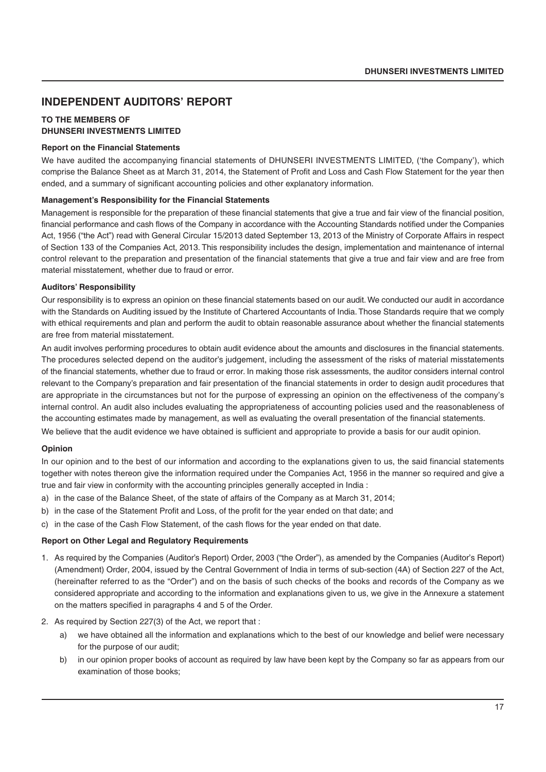# INDEPENDENT AUDITORS' REPORT

**TO THE MEMBERS OF**
**DHUNSERI INVESTMENTS LIMITED**

### Report on the Financial Statements

We have audited the accompanying financial statements of DHUNSERI INVESTMENTS LIMITED, ('the Company'), which comprise the Balance Sheet as at March 31, 2014, the Statement of Profit and Loss and Cash Flow Statement for the year then ended, and a summary of significant accounting policies and other explanatory information.

### Management's Responsibility for the Financial Statements

Management is responsible for the preparation of these financial statements that give a true and fair view of the financial position, financial performance and cash flows of the Company in accordance with the Accounting Standards notified under the Companies Act, 1956 ("the Act") read with General Circular 15/2013 dated September 13, 2013 of the Ministry of Corporate Affairs in respect of Section 133 of the Companies Act, 2013. This responsibility includes the design, implementation and maintenance of internal control relevant to the preparation and presentation of the financial statements that give a true and fair view and are free from material misstatement, whether due to fraud or error.

### Auditors' Responsibility

Our responsibility is to express an opinion on these financial statements based on our audit. We conducted our audit in accordance with the Standards on Auditing issued by the Institute of Chartered Accountants of India. Those Standards require that we comply with ethical requirements and plan and perform the audit to obtain reasonable assurance about whether the financial statements are free from material misstatement.

An audit involves performing procedures to obtain audit evidence about the amounts and disclosures in the financial statements. The procedures selected depend on the auditor's judgement, including the assessment of the risks of material misstatements of the financial statements, whether due to fraud or error. In making those risk assessments, the auditor considers internal control relevant to the Company's preparation and fair presentation of the financial statements in order to design audit procedures that are appropriate in the circumstances but not for the purpose of expressing an opinion on the effectiveness of the company's internal control. An audit also includes evaluating the appropriateness of accounting policies used and the reasonableness of the accounting estimates made by management, as well as evaluating the overall presentation of the financial statements.

We believe that the audit evidence we have obtained is sufficient and appropriate to provide a basis for our audit opinion.

### Opinion

In our opinion and to the best of our information and according to the explanations given to us, the said financial statements together with notes thereon give the information required under the Companies Act, 1956 in the manner so required and give a true and fair view in conformity with the accounting principles generally accepted in India :

a) in the case of the Balance Sheet, of the state of affairs of the Company as at March 31, 2014;

b) in the case of the Statement Profit and Loss, of the profit for the year ended on that date; and

c) in the case of the Cash Flow Statement, of the cash flows for the year ended on that date.

### Report on Other Legal and Regulatory Requirements

1. As required by the Companies (Auditor's Report) Order, 2003 ("the Order"), as amended by the Companies (Auditor's Report) (Amendment) Order, 2004, issued by the Central Government of India in terms of sub-section (4A) of Section 227 of the Act, (hereinafter referred to as the "Order") and on the basis of such checks of the books and records of the Company as we considered appropriate and according to the information and explanations given to us, we give in the Annexure a statement on the matters specified in paragraphs 4 and 5 of the Order.

2. As required by Section 227(3) of the Act, we report that :

   a) we have obtained all the information and explanations which to the best of our knowledge and belief were necessary for the purpose of our audit;

   b) in our opinion proper books of account as required by law have been kept by the Company so far as appears from our examination of those books;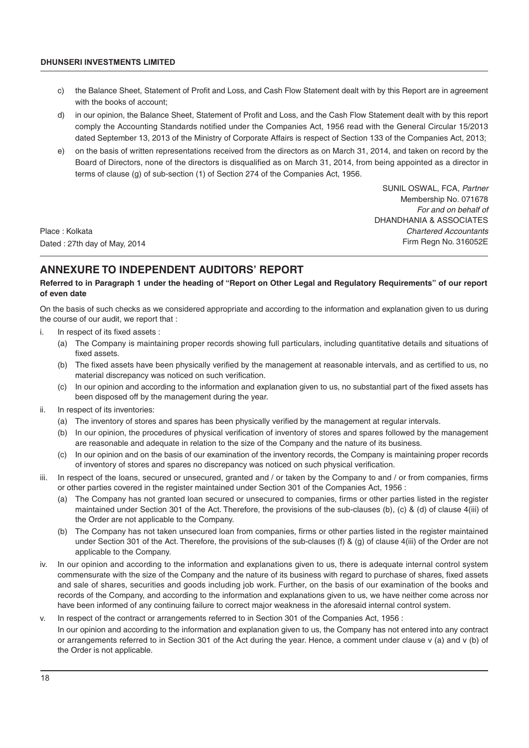c) the Balance Sheet, Statement of Profit and Loss, and Cash Flow Statement dealt with by this Report are in agreement with the books of account;

d) in our opinion, the Balance Sheet, Statement of Profit and Loss, and the Cash Flow Statement dealt with by this report comply the Accounting Standards notified under the Companies Act, 1956 read with the General Circular 15/2013 dated September 13, 2013 of the Ministry of Corporate Affairs is respect of Section 133 of the Companies Act, 2013;

e) on the basis of written representations received from the directors as on March 31, 2014, and taken on record by the Board of Directors, none of the directors is disqualified as on March 31, 2014, from being appointed as a director in terms of clause (g) of sub-section (1) of Section 274 of the Companies Act, 1956.

SUNIL OSWAL, FCA, *Partner*
Membership No. 071678
*For and on behalf of*
DHANDHANIA & ASSOCIATES
*Chartered Accountants*
Firm Regn No. 316052E

Place : Kolkata
Dated : 27th day of May, 2014

## ANNEXURE TO INDEPENDENT AUDITORS' REPORT

**Referred to in Paragraph 1 under the heading of "Report on Other Legal and Regulatory Requirements" of our report of even date**

On the basis of such checks as we considered appropriate and according to the information and explanation given to us during the course of our audit, we report that :

i. In respect of its fixed assets :
   (a) The Company is maintaining proper records showing full particulars, including quantitative details and situations of fixed assets.
   (b) The fixed assets have been physically verified by the management at reasonable intervals, and as certified to us, no material discrepancy was noticed on such verification.
   (c) In our opinion and according to the information and explanation given to us, no substantial part of the fixed assets has been disposed off by the management during the year.

ii. In respect of its inventories:
   (a) The inventory of stores and spares has been physically verified by the management at regular intervals.
   (b) In our opinion, the procedures of physical verification of inventory of stores and spares followed by the management are reasonable and adequate in relation to the size of the Company and the nature of its business.
   (c) In our opinion and on the basis of our examination of the inventory records, the Company is maintaining proper records of inventory of stores and spares no discrepancy was noticed on such physical verification.

iii. In respect of the loans, secured or unsecured, granted and / or taken by the Company to and / or from companies, firms or other parties covered in the register maintained under Section 301 of the Companies Act, 1956 :
   (a) The Company has not granted loan secured or unsecured to companies, firms or other parties listed in the register maintained under Section 301 of the Act. Therefore, the provisions of the sub-clauses (b), (c) & (d) of clause 4(iii) of the Order are not applicable to the Company.
   (b) The Company has not taken unsecured loan from companies, firms or other parties listed in the register maintained under Section 301 of the Act. Therefore, the provisions of the sub-clauses (f) & (g) of clause 4(iii) of the Order are not applicable to the Company.

iv. In our opinion and according to the information and explanations given to us, there is adequate internal control system commensurate with the size of the Company and the nature of its business with regard to purchase of shares, fixed assets and sale of shares, securities and goods including job work. Further, on the basis of our examination of the books and records of the Company, and according to the information and explanations given to us, we have neither come across nor have been informed of any continuing failure to correct major weakness in the aforesaid internal control system.

v. In respect of the contract or arrangements referred to in Section 301 of the Companies Act, 1956 :
   In our opinion and according to the information and explanation given to us, the Company has not entered into any contract or arrangements referred to in Section 301 of the Act during the year. Hence, a comment under clause v (a) and v (b) of the Order is not applicable.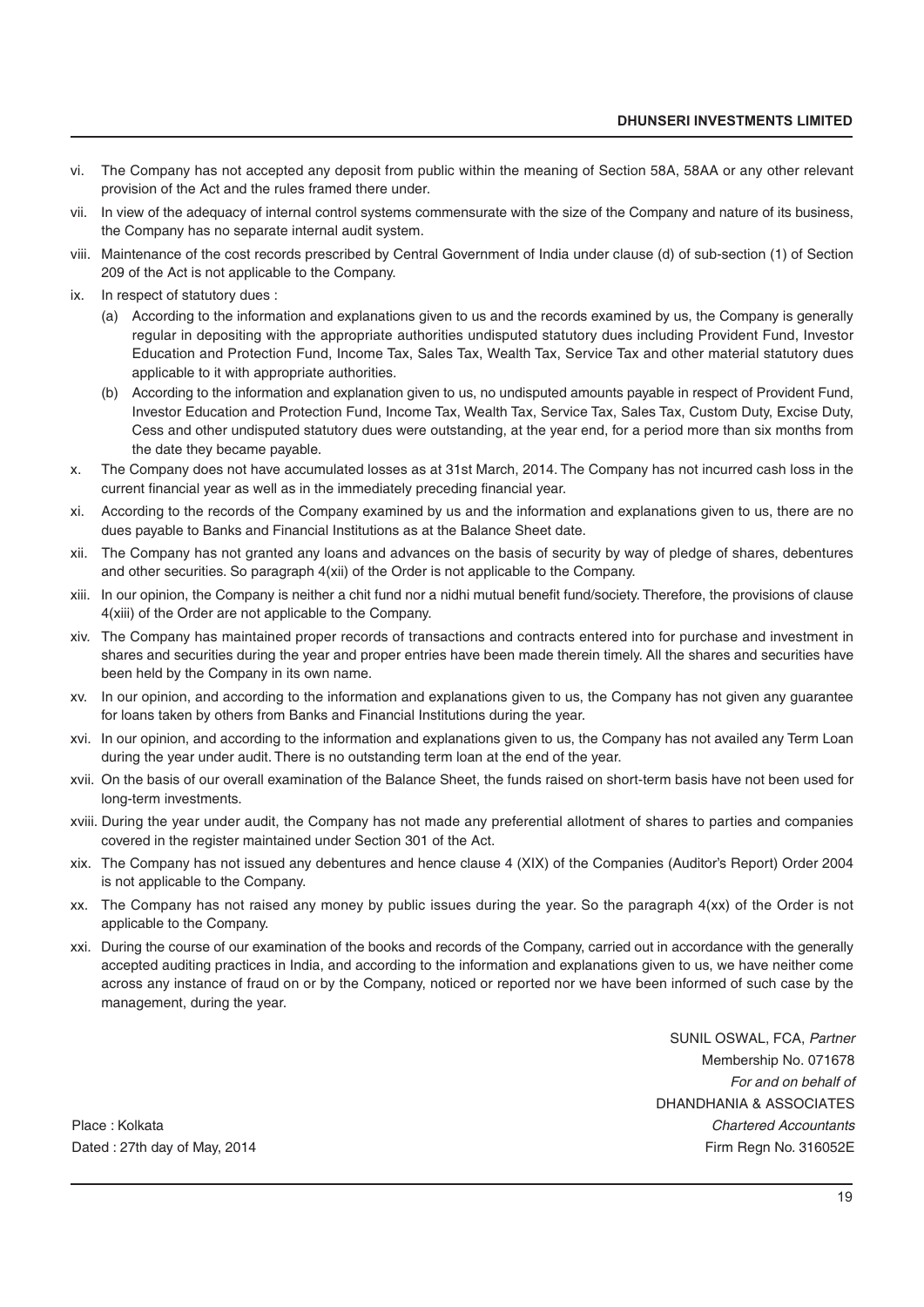vi. The Company has not accepted any deposit from public within the meaning of Section 58A, 58AA or any other relevant provision of the Act and the rules framed there under.

vii. In view of the adequacy of internal control systems commensurate with the size of the Company and nature of its business, the Company has no separate internal audit system.

viii. Maintenance of the cost records prescribed by Central Government of India under clause (d) of sub-section (1) of Section 209 of the Act is not applicable to the Company.

ix. In respect of statutory dues :

   (a) According to the information and explanations given to us and the records examined by us, the Company is generally regular in depositing with the appropriate authorities undisputed statutory dues including Provident Fund, Investor Education and Protection Fund, Income Tax, Sales Tax, Wealth Tax, Service Tax and other material statutory dues applicable to it with appropriate authorities.

   (b) According to the information and explanation given to us, no undisputed amounts payable in respect of Provident Fund, Investor Education and Protection Fund, Income Tax, Wealth Tax, Service Tax, Sales Tax, Custom Duty, Excise Duty, Cess and other undisputed statutory dues were outstanding, at the year end, for a period more than six months from the date they became payable.

x. The Company does not have accumulated losses as at 31st March, 2014. The Company has not incurred cash loss in the current financial year as well as in the immediately preceding financial year.

xi. According to the records of the Company examined by us and the information and explanations given to us, there are no dues payable to Banks and Financial Institutions as at the Balance Sheet date.

xii. The Company has not granted any loans and advances on the basis of security by way of pledge of shares, debentures and other securities. So paragraph 4(xii) of the Order is not applicable to the Company.

xiii. In our opinion, the Company is neither a chit fund nor a nidhi mutual benefit fund/society. Therefore, the provisions of clause 4(xiii) of the Order are not applicable to the Company.

xiv. The Company has maintained proper records of transactions and contracts entered into for purchase and investment in shares and securities during the year and proper entries have been made therein timely. All the shares and securities have been held by the Company in its own name.

xv. In our opinion, and according to the information and explanations given to us, the Company has not given any guarantee for loans taken by others from Banks and Financial Institutions during the year.

xvi. In our opinion, and according to the information and explanations given to us, the Company has not availed any Term Loan during the year under audit. There is no outstanding term loan at the end of the year.

xvii. On the basis of our overall examination of the Balance Sheet, the funds raised on short-term basis have not been used for long-term investments.

xviii. During the year under audit, the Company has not made any preferential allotment of shares to parties and companies covered in the register maintained under Section 301 of the Act.

xix. The Company has not issued any debentures and hence clause 4 (XIX) of the Companies (Auditor's Report) Order 2004 is not applicable to the Company.

xx. The Company has not raised any money by public issues during the year. So the paragraph 4(xx) of the Order is not applicable to the Company.

xxi. During the course of our examination of the books and records of the Company, carried out in accordance with the generally accepted auditing practices in India, and according to the information and explanations given to us, we have neither come across any instance of fraud on or by the Company, noticed or reported nor we have been informed of such case by the management, during the year.

SUNIL OSWAL, FCA, *Partner*
Membership No. 071678
*For and on behalf of*
DHANDHANIA & ASSOCIATES
*Chartered Accountants*
Firm Regn No. 316052E

Place : Kolkata
Dated : 27th day of May, 2014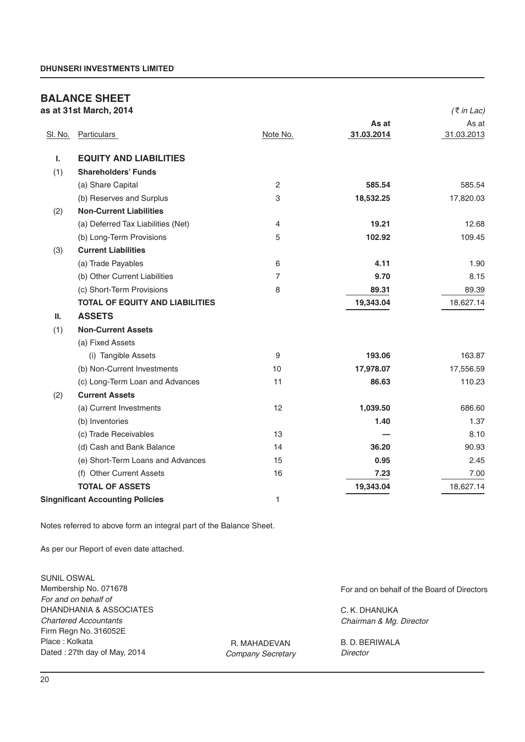## BALANCE SHEET

**as at 31st March, 2014** *(₹ in Lac)*

| Sl. No. | Particulars | Note No. | As at 31.03.2014 | As at 31.03.2013 |
|---|---|---|---|---|
| **I.** | **EQUITY AND LIABILITIES** | | | |
| (1) | **Shareholders' Funds** | | | |
| | (a) Share Capital | 2 | **585.54** | 585.54 |
| | (b) Reserves and Surplus | 3 | **18,532.25** | 17,820.03 |
| (2) | **Non-Current Liabilities** | | | |
| | (a) Deferred Tax Liabilities (Net) | 4 | **19.21** | 12.68 |
| | (b) Long-Term Provisions | 5 | **102.92** | 109.45 |
| (3) | **Current Liabilities** | | | |
| | (a) Trade Payables | 6 | **4.11** | 1.90 |
| | (b) Other Current Liabilities | 7 | **9.70** | 8.15 |
| | (c) Short-Term Provisions | 8 | **89.31** | 89.39 |
| | **TOTAL OF EQUITY AND LIABILITIES** | | **19,343.04** | 18,627.14 |
| **II.** | **ASSETS** | | | |
| (1) | **Non-Current Assets** | | | |
| | (a) Fixed Assets | | | |
| | (i) Tangible Assets | 9 | **193.06** | 163.87 |
| | (b) Non-Current Investments | 10 | **17,978.07** | 17,556.59 |
| | (c) Long-Term Loan and Advances | 11 | **86.63** | 110.23 |
| (2) | **Current Assets** | | | |
| | (a) Current Investments | 12 | **1,039.50** | 686.60 |
| | (b) Inventories | | **1.40** | 1.37 |
| | (c) Trade Receivables | 13 | **—** | 8.10 |
| | (d) Cash and Bank Balance | 14 | **36.20** | 90.93 |
| | (e) Short-Term Loans and Advances | 15 | **0.95** | 2.45 |
| | (f) Other Current Assets | 16 | **7.23** | 7.00 |
| | **TOTAL OF ASSETS** | | **19,343.04** | 18,627.14 |
| **Singnificant Accounting Policies** | | 1 | | |

Notes referred to above form an integral part of the Balance Sheet.

As per our Report of even date attached.

SUNIL OSWAL
Membership No. 071678
*For and on behalf of*
DHANDHANIA & ASSOCIATES
*Chartered Accountants*
Firm Regn No. 316052E
Place : Kolkata
Dated : 27th day of May, 2014

R. MAHADEVAN
*Company Secretary*

For and on behalf of the Board of Directors

C. K. DHANUKA
*Chairman & Mg. Director*

B. D. BERIWALA
*Director*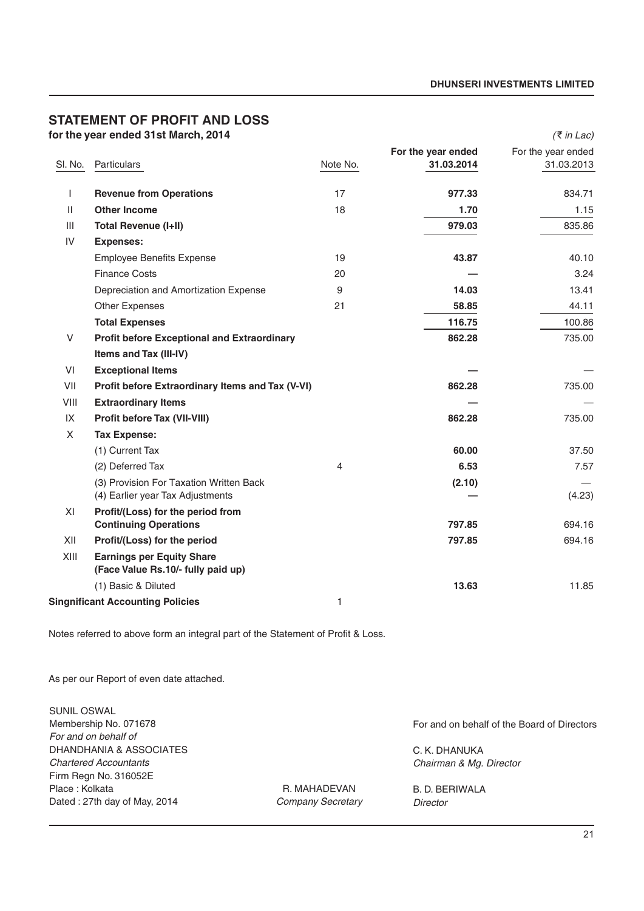# STATEMENT OF PROFIT AND LOSS

**for the year ended 31st March, 2014** *(₹ in Lac)*

| Sl. No. | Particulars | Note No. | For the year ended 31.03.2014 | For the year ended 31.03.2013 |
|---|---|---|---|---|
| I | **Revenue from Operations** | 17 | **977.33** | 834.71 |
| II | **Other Income** | 18 | **1.70** | 1.15 |
| III | **Total Revenue (I+II)** | | **979.03** | 835.86 |
| IV | **Expenses:** | | | |
| | Employee Benefits Expense | 19 | **43.87** | 40.10 |
| | Finance Costs | 20 | **—** | 3.24 |
| | Depreciation and Amortization Expense | 9 | **14.03** | 13.41 |
| | Other Expenses | 21 | **58.85** | 44.11 |
| | **Total Expenses** | | **116.75** | 100.86 |
| V | **Profit before Exceptional and Extraordinary Items and Tax (III-IV)** | | **862.28** | 735.00 |
| VI | **Exceptional Items** | | **—** | — |
| VII | **Profit before Extraordinary Items and Tax (V-VI)** | | **862.28** | 735.00 |
| VIII | **Extraordinary Items** | | **—** | — |
| IX | **Profit before Tax (VII-VIII)** | | **862.28** | 735.00 |
| X | **Tax Expense:** | | | |
| | (1) Current Tax | | **60.00** | 37.50 |
| | (2) Deferred Tax | 4 | **6.53** | 7.57 |
| | (3) Provision For Taxation Written Back | | **(2.10)** | — |
| | (4) Earlier year Tax Adjustments | | **—** | (4.23) |
| XI | **Profit/(Loss) for the period from Continuing Operations** | | **797.85** | 694.16 |
| XII | **Profit/(Loss) for the period** | | **797.85** | 694.16 |
| XIII | **Earnings per Equity Share (Face Value Rs.10/- fully paid up)** | | | |
| | (1) Basic & Diluted | | **13.63** | 11.85 |
| | **Singnificant Accounting Policies** | 1 | | |

Notes referred to above form an integral part of the Statement of Profit & Loss.

As per our Report of even date attached.

SUNIL OSWAL
Membership No. 071678
*For and on behalf of*
DHANDHANIA & ASSOCIATES
*Chartered Accountants*
Firm Regn No. 316052E
Place : Kolkata
Dated : 27th day of May, 2014

R. MAHADEVAN
*Company Secretary*

For and on behalf of the Board of Directors

C. K. DHANUKA
*Chairman & Mg. Director*

B. D. BERIWALA
*Director*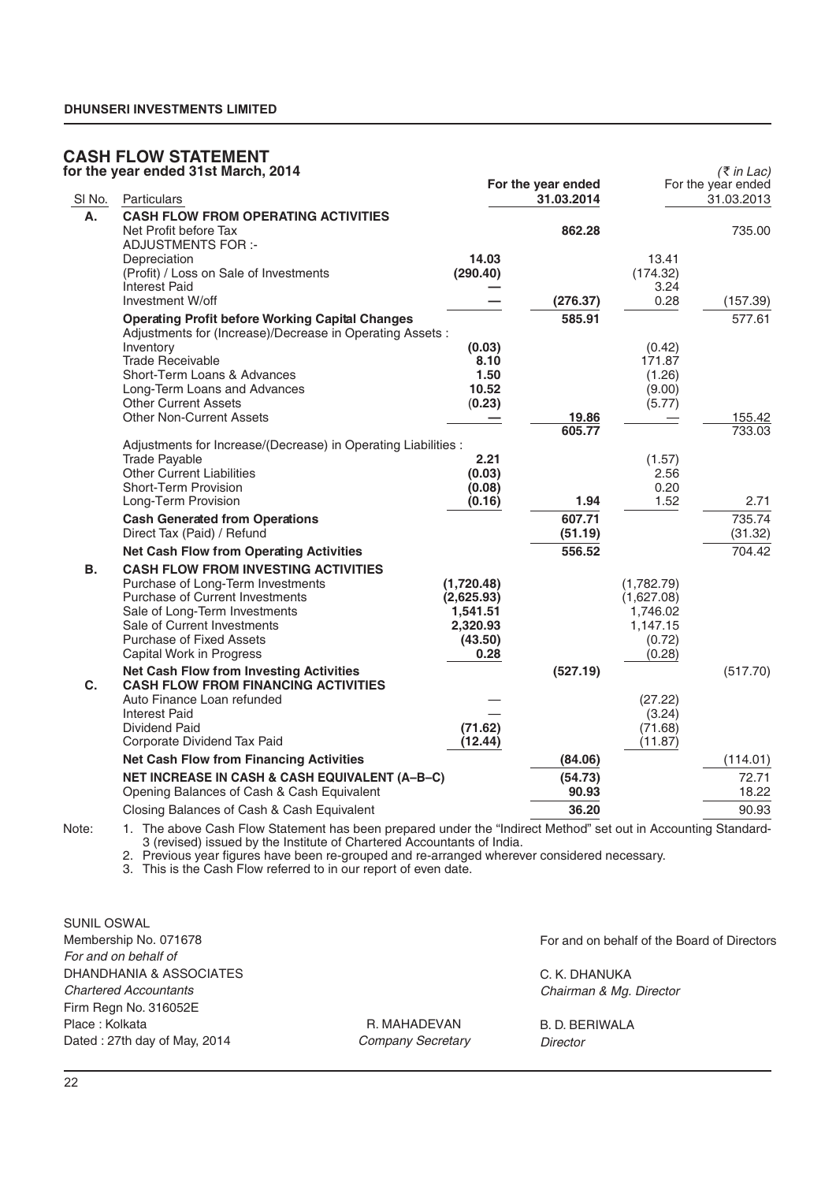## CASH FLOW STATEMENT

**for the year ended 31st March, 2014**

(₹ in Lac)

| Sl No. | Particulars | | For the year ended 31.03.2014 | | For the year ended 31.03.2013 |
|---|---|---|---|---|---|
| **A.** | **CASH FLOW FROM OPERATING ACTIVITIES** | | | | |
| | Net Profit before Tax | | **862.28** | | 735.00 |
| | ADJUSTMENTS FOR :- | | | | |
| | Depreciation | **14.03** | | 13.41 | |
| | (Profit) / Loss on Sale of Investments | **(290.40)** | | (174.32) | |
| | Interest Paid | **—** | | 3.24 | |
| | Investment W/off | **—** | **(276.37)** | 0.28 | (157.39) |
| | **Operating Profit before Working Capital Changes** | | **585.91** | | 577.61 |
| | Adjustments for (Increase)/Decrease in Operating Assets : | | | | |
| | Inventory | **(0.03)** | | (0.42) | |
| | Trade Receivable | **8.10** | | 171.87 | |
| | Short-Term Loans & Advances | **1.50** | | (1.26) | |
| | Long-Term Loans and Advances | **10.52** | | (9.00) | |
| | Other Current Assets | **(0.23)** | | (5.77) | |
| | Other Non-Current Assets | **—** | **19.86** | — | 155.42 |
| | | | **605.77** | | 733.03 |
| | Adjustments for Increase/(Decrease) in Operating Liabilities : | | | | |
| | Trade Payable | **2.21** | | (1.57) | |
| | Other Current Liabilities | **(0.03)** | | 2.56 | |
| | Short-Term Provision | **(0.08)** | | 0.20 | |
| | Long-Term Provision | **(0.16)** | **1.94** | 1.52 | 2.71 |
| | **Cash Generated from Operations** | | **607.71** | | 735.74 |
| | Direct Tax (Paid) / Refund | | **(51.19)** | | (31.32) |
| | **Net Cash Flow from Operating Activities** | | **556.52** | | 704.42 |
| **B.** | **CASH FLOW FROM INVESTING ACTIVITIES** | | | | |
| | Purchase of Long-Term Investments | **(1,720.48)** | | (1,782.79) | |
| | Purchase of Current Investments | **(2,625.93)** | | (1,627.08) | |
| | Sale of Long-Term Investments | **1,541.51** | | 1,746.02 | |
| | Sale of Current Investments | **2,320.93** | | 1,147.15 | |
| | Purchase of Fixed Assets | **(43.50)** | | (0.72) | |
| | Capital Work in Progress | **0.28** | | (0.28) | |
| | **Net Cash Flow from Investing Activities** | | **(527.19)** | | (517.70) |
| **C.** | **CASH FLOW FROM FINANCING ACTIVITIES** | | | | |
| | Auto Finance Loan refunded | **—** | | (27.22) | |
| | Interest Paid | **—** | | (3.24) | |
| | Dividend Paid | **(71.62)** | | (71.68) | |
| | Corporate Dividend Tax Paid | **(12.44)** | | (11.87) | |
| | **Net Cash Flow from Financing Activities** | | **(84.06)** | | (114.01) |
| | **NET INCREASE IN CASH & CASH EQUIVALENT (A–B–C)** | | **(54.73)** | | 72.71 |
| | Opening Balances of Cash & Cash Equivalent | | **90.93** | | 18.22 |
| | Closing Balances of Cash & Cash Equivalent | | **36.20** | | 90.93 |

Note:

1. The above Cash Flow Statement has been prepared under the "Indirect Method" set out in Accounting Standard-3 (revised) issued by the Institute of Chartered Accountants of India.
2. Previous year figures have been re-grouped and re-arranged wherever considered necessary.
3. This is the Cash Flow referred to in our report of even date.

SUNIL OSWAL
Membership No. 071678
*For and on behalf of*
DHANDHANIA & ASSOCIATES
*Chartered Accountants*
Firm Regn No. 316052E
Place : Kolkata
Dated : 27th day of May, 2014

R. MAHADEVAN
*Company Secretary*

For and on behalf of the Board of Directors

C. K. DHANUKA
*Chairman & Mg. Director*

B. D. BERIWALA
*Director*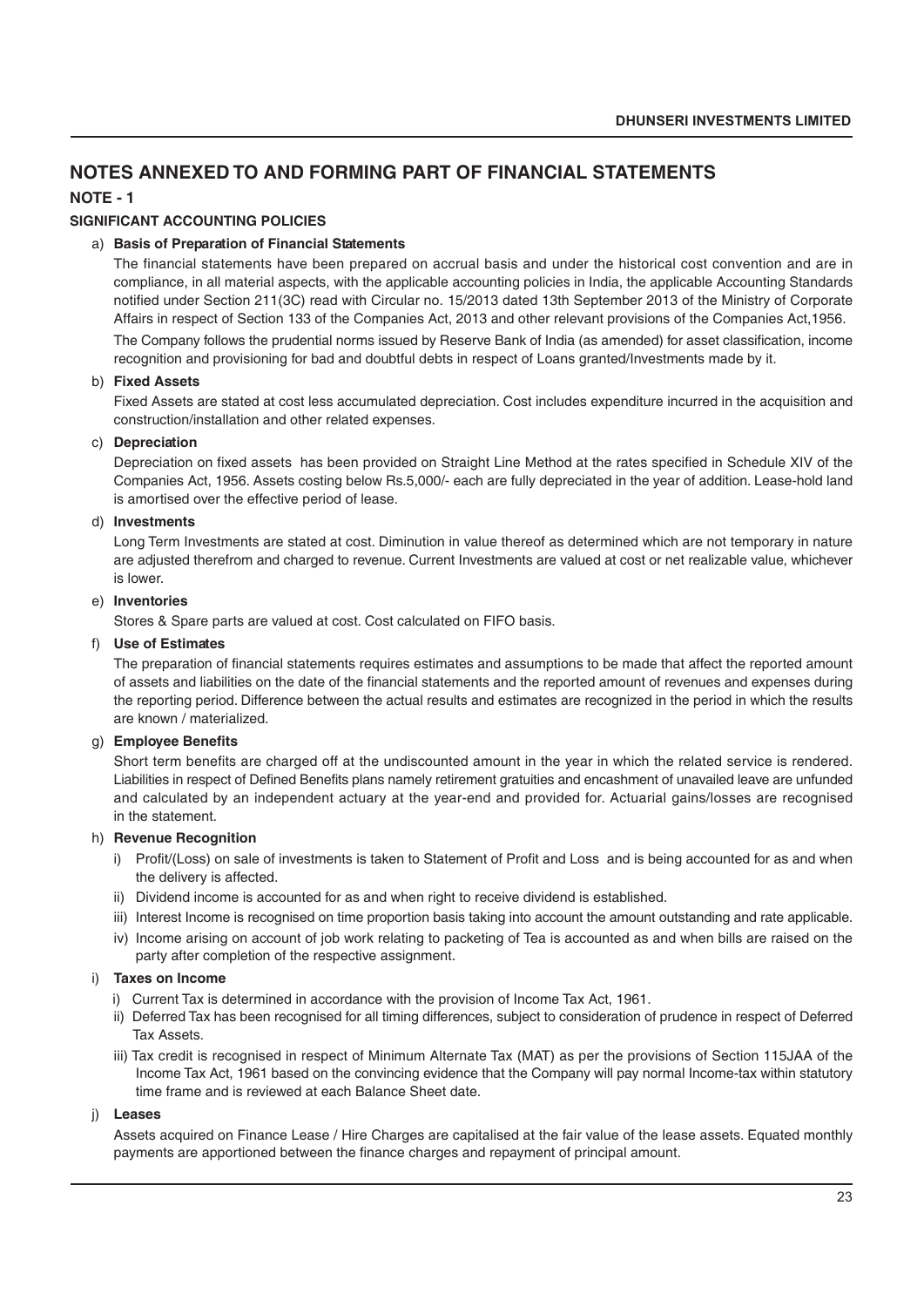# NOTES ANNEXED TO AND FORMING PART OF FINANCIAL STATEMENTS

## NOTE - 1

### SIGNIFICANT ACCOUNTING POLICIES

a) **Basis of Preparation of Financial Statements**

The financial statements have been prepared on accrual basis and under the historical cost convention and are in compliance, in all material aspects, with the applicable accounting policies in India, the applicable Accounting Standards notified under Section 211(3C) read with Circular no. 15/2013 dated 13th September 2013 of the Ministry of Corporate Affairs in respect of Section 133 of the Companies Act, 2013 and other relevant provisions of the Companies Act,1956.

The Company follows the prudential norms issued by Reserve Bank of India (as amended) for asset classification, income recognition and provisioning for bad and doubtful debts in respect of Loans granted/Investments made by it.

b) **Fixed Assets**

Fixed Assets are stated at cost less accumulated depreciation. Cost includes expenditure incurred in the acquisition and construction/installation and other related expenses.

c) **Depreciation**

Depreciation on fixed assets has been provided on Straight Line Method at the rates specified in Schedule XIV of the Companies Act, 1956. Assets costing below Rs.5,000/- each are fully depreciated in the year of addition. Lease-hold land is amortised over the effective period of lease.

d) **Investments**

Long Term Investments are stated at cost. Diminution in value thereof as determined which are not temporary in nature are adjusted therefrom and charged to revenue. Current Investments are valued at cost or net realizable value, whichever is lower.

e) **Inventories**

Stores & Spare parts are valued at cost. Cost calculated on FIFO basis.

f) **Use of Estimates**

The preparation of financial statements requires estimates and assumptions to be made that affect the reported amount of assets and liabilities on the date of the financial statements and the reported amount of revenues and expenses during the reporting period. Difference between the actual results and estimates are recognized in the period in which the results are known / materialized.

g) **Employee Benefits**

Short term benefits are charged off at the undiscounted amount in the year in which the related service is rendered. Liabilities in respect of Defined Benefits plans namely retirement gratuities and encashment of unavailed leave are unfunded and calculated by an independent actuary at the year-end and provided for. Actuarial gains/losses are recognised in the statement.

h) **Revenue Recognition**

i) Profit/(Loss) on sale of investments is taken to Statement of Profit and Loss and is being accounted for as and when the delivery is affected.

ii) Dividend income is accounted for as and when right to receive dividend is established.

iii) Interest Income is recognised on time proportion basis taking into account the amount outstanding and rate applicable.

iv) Income arising on account of job work relating to packeting of Tea is accounted as and when bills are raised on the party after completion of the respective assignment.

i) **Taxes on Income**

i) Current Tax is determined in accordance with the provision of Income Tax Act, 1961.

ii) Deferred Tax has been recognised for all timing differences, subject to consideration of prudence in respect of Deferred Tax Assets.

iii) Tax credit is recognised in respect of Minimum Alternate Tax (MAT) as per the provisions of Section 115JAA of the Income Tax Act, 1961 based on the convincing evidence that the Company will pay normal Income-tax within statutory time frame and is reviewed at each Balance Sheet date.

j) **Leases**

Assets acquired on Finance Lease / Hire Charges are capitalised at the fair value of the lease assets. Equated monthly payments are apportioned between the finance charges and repayment of principal amount.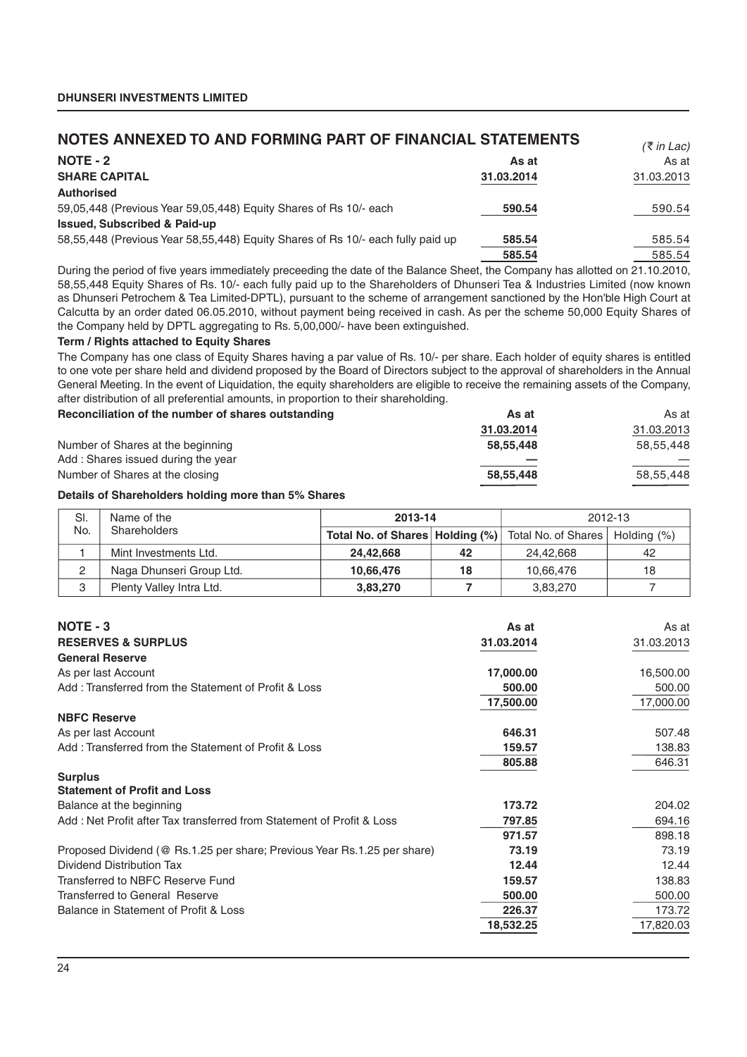## NOTES ANNEXED TO AND FORMING PART OF FINANCIAL STATEMENTS

*(₹ in Lac)*

| NOTE - 2 | As at | As at |
|---|---|---|
| **SHARE CAPITAL** | **31.03.2014** | 31.03.2013 |
| **Authorised** | | |
| 59,05,448 (Previous Year 59,05,448) Equity Shares of Rs 10/- each | **590.54** | 590.54 |
| **Issued, Subscribed & Paid-up** | | |
| 58,55,448 (Previous Year 58,55,448) Equity Shares of Rs 10/- each fully paid up | **585.54** | 585.54 |
| | **585.54** | 585.54 |

During the period of five years immediately preceeding the date of the Balance Sheet, the Company has allotted on 21.10.2010, 58,55,448 Equity Shares of Rs. 10/- each fully paid up to the Shareholders of Dhunseri Tea & Industries Limited (now known as Dhunseri Petrochem & Tea Limited-DPTL), pursuant to the scheme of arrangement sanctioned by the Hon'ble High Court at Calcutta by an order dated 06.05.2010, without payment being received in cash. As per the scheme 50,000 Equity Shares of the Company held by DPTL aggregating to Rs. 5,00,000/- have been extinguished.

**Term / Rights attached to Equity Shares**

The Company has one class of Equity Shares having a par value of Rs. 10/- per share. Each holder of equity shares is entitled to one vote per share held and dividend proposed by the Board of Directors subject to the approval of shareholders in the Annual General Meeting. In the event of Liquidation, the equity shareholders are eligible to receive the remaining assets of the Company, after distribution of all preferential amounts, in proportion to their shareholding.

| Reconciliation of the number of shares outstanding | As at 31.03.2014 | As at 31.03.2013 |
|---|---|---|
| Number of Shares at the beginning | **58,55,448** | 58,55,448 |
| Add : Shares issued during the year | **—** | — |
| Number of Shares at the closing | **58,55,448** | 58,55,448 |

**Details of Shareholders holding more than 5% Shares**

| Sl. No. | Name of the Shareholders | 2013-14 | | 2012-13 | |
|---|---|---|---|---|---|
| | | **Total No. of Shares** | **Holding (%)** | Total No. of Shares | Holding (%) |
| 1 | Mint Investments Ltd. | **24,42,668** | **42** | 24,42,668 | 42 |
| 2 | Naga Dhunseri Group Ltd. | **10,66,476** | **18** | 10,66,476 | 18 |
| 3 | Plenty Valley Intra Ltd. | **3,83,270** | **7** | 3,83,270 | 7 |

| NOTE - 3 | As at | As at |
|---|---|---|
| **RESERVES & SURPLUS** | **31.03.2014** | 31.03.2013 |
| **General Reserve** | | |
| As per last Account | **17,000.00** | 16,500.00 |
| Add : Transferred from the Statement of Profit & Loss | **500.00** | 500.00 |
| | **17,500.00** | 17,000.00 |
| **NBFC Reserve** | | |
| As per last Account | **646.31** | 507.48 |
| Add : Transferred from the Statement of Profit & Loss | **159.57** | 138.83 |
| | **805.88** | 646.31 |
| **Surplus** | | |
| **Statement of Profit and Loss** | | |
| Balance at the beginning | **173.72** | 204.02 |
| Add : Net Profit after Tax transferred from Statement of Profit & Loss | **797.85** | 694.16 |
| | **971.57** | 898.18 |
| Proposed Dividend (@ Rs.1.25 per share; Previous Year Rs.1.25 per share) | **73.19** | 73.19 |
| Dividend Distribution Tax | **12.44** | 12.44 |
| Transferred to NBFC Reserve Fund | **159.57** | 138.83 |
| Transferred to General Reserve | **500.00** | 500.00 |
| Balance in Statement of Profit & Loss | **226.37** | 173.72 |
| | **18,532.25** | 17,820.03 |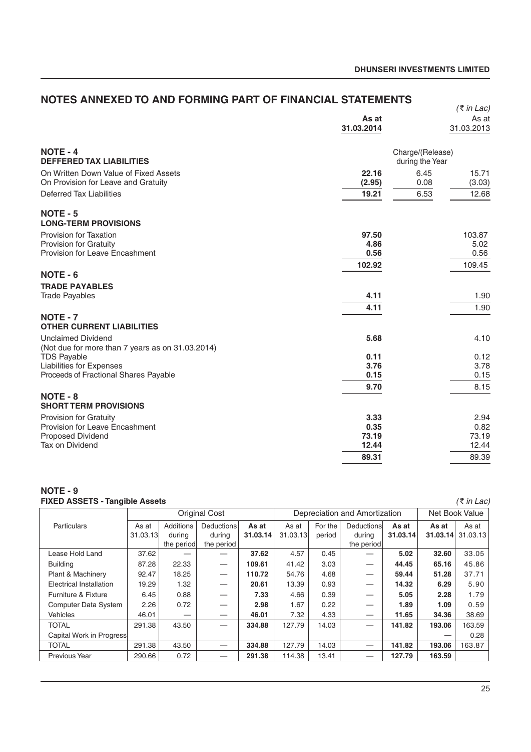## NOTES ANNEXED TO AND FORMING PART OF FINANCIAL STATEMENTS

*(₹ in Lac)*

| | As at 31.03.2014 | | As at 31.03.2013 |
|---|---|---|---|
| **NOTE - 4** | | | |
| **DEFFERED TAX LIABILITIES** | | Charge/(Release) during the Year | |
| On Written Down Value of Fixed Assets | **22.16** | 6.45 | 15.71 |
| On Provision for Leave and Gratuity | **(2.95)** | 0.08 | (3.03) |
| Deferred Tax Liabilities | **19.21** | 6.53 | 12.68 |
| **NOTE - 5** | | | |
| **LONG-TERM PROVISIONS** | | | |
| Provision for Taxation | **97.50** | | 103.87 |
| Provision for Gratuity | **4.86** | | 5.02 |
| Provision for Leave Encashment | **0.56** | | 0.56 |
| | **102.92** | | 109.45 |
| **NOTE - 6** | | | |
| **TRADE PAYABLES** | | | |
| Trade Payables | **4.11** | | 1.90 |
| | **4.11** | | 1.90 |
| **NOTE - 7** | | | |
| **OTHER CURRENT LIABILITIES** | | | |
| Unclaimed Dividend (Not due for more than 7 years as on 31.03.2014) | **5.68** | | 4.10 |
| TDS Payable | **0.11** | | 0.12 |
| Liabilities for Expenses | **3.76** | | 3.78 |
| Proceeds of Fractional Shares Payable | **0.15** | | 0.15 |
| | **9.70** | | 8.15 |
| **NOTE - 8** | | | |
| **SHORT TERM PROVISIONS** | | | |
| Provision for Gratuity | **3.33** | | 2.94 |
| Provision for Leave Encashment | **0.35** | | 0.82 |
| Proposed Dividend | **73.19** | | 73.19 |
| Tax on Dividend | **12.44** | | 12.44 |
| | **89.31** | | 89.39 |

**NOTE - 9**

**FIXED ASSETS - Tangible Assets** *(₹ in Lac)*

| Particulars | Original Cost | | | | Depreciation and Amortization | | | | Net Book Value | |
|---|---|---|---|---|---|---|---|---|---|---|
| | As at 31.03.13 | Additions during the period | Deductions during the period | As at 31.03.14 | As at 31.03.13 | For the period | Deductions during the period | As at 31.03.14 | As at 31.03.14 | As at 31.03.13 |
| Lease Hold Land | 37.62 | — | — | **37.62** | 4.57 | 0.45 | — | **5.02** | **32.60** | 33.05 |
| Building | 87.28 | 22.33 | — | **109.61** | 41.42 | 3.03 | — | **44.45** | **65.16** | 45.86 |
| Plant & Machinery | 92.47 | 18.25 | — | **110.72** | 54.76 | 4.68 | — | **59.44** | **51.28** | 37.71 |
| Electrical Installation | 19.29 | 1.32 | — | **20.61** | 13.39 | 0.93 | — | **14.32** | **6.29** | 5.90 |
| Furniture & Fixture | 6.45 | 0.88 | — | **7.33** | 4.66 | 0.39 | — | **5.05** | **2.28** | 1.79 |
| Computer Data System | 2.26 | 0.72 | — | **2.98** | 1.67 | 0.22 | — | **1.89** | **1.09** | 0.59 |
| Vehicles | 46.01 | — | — | **46.01** | 7.32 | 4.33 | — | **11.65** | **34.36** | 38.69 |
| TOTAL | 291.38 | 43.50 | — | **334.88** | 127.79 | 14.03 | — | **141.82** | **193.06** | 163.59 |
| Capital Work in Progress | | | | | | | | | **—** | 0.28 |
| TOTAL | 291.38 | 43.50 | — | **334.88** | 127.79 | 14.03 | — | **141.82** | **193.06** | 163.87 |
| Previous Year | 290.66 | 0.72 | — | **291.38** | 114.38 | 13.41 | — | **127.79** | **163.59** | |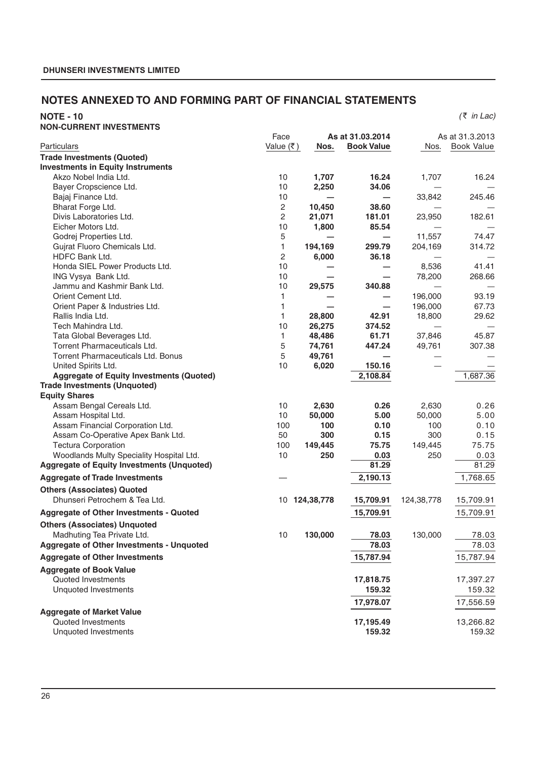## NOTES ANNEXED TO AND FORMING PART OF FINANCIAL STATEMENTS

**NOTE - 10**
**NON-CURRENT INVESTMENTS**

*(₹ in Lac)*

| Particulars | Face Value (₹) | As at 31.03.2014 Nos. | As at 31.03.2014 Book Value | As at 31.3.2013 Nos. | As at 31.3.2013 Book Value |
|---|---|---|---|---|---|
| **Trade Investments (Quoted)** | | | | | |
| **Investments in Equity Instruments** | | | | | |
| Akzo Nobel India Ltd. | 10 | **1,707** | **16.24** | 1,707 | 16.24 |
| Bayer Cropscience Ltd. | 10 | **2,250** | **34.06** | — | — |
| Bajaj Finance Ltd. | 10 | **—** | **—** | 33,842 | 245.46 |
| Bharat Forge Ltd. | 2 | **10,450** | **38.60** | — | — |
| Divis Laboratories Ltd. | 2 | **21,071** | **181.01** | 23,950 | 182.61 |
| Eicher Motors Ltd. | 10 | **1,800** | **85.54** | — | — |
| Godrej Properties Ltd. | 5 | **—** | **—** | 11,557 | 74.47 |
| Gujrat Fluoro Chemicals Ltd. | 1 | **194,169** | **299.79** | 204,169 | 314.72 |
| HDFC Bank Ltd. | 2 | **6,000** | **36.18** | — | — |
| Honda SIEL Power Products Ltd. | 10 | **—** | **—** | 8,536 | 41.41 |
| ING Vysya Bank Ltd. | 10 | **—** | **—** | 78,200 | 268.66 |
| Jammu and Kashmir Bank Ltd. | 10 | **29,575** | **340.88** | — | — |
| Orient Cement Ltd. | 1 | **—** | **—** | 196,000 | 93.19 |
| Orient Paper & Industries Ltd. | 1 | **—** | **—** | 196,000 | 67.73 |
| Rallis India Ltd. | 1 | **28,800** | **42.91** | 18,800 | 29.62 |
| Tech Mahindra Ltd. | 10 | **26,275** | **374.52** | — | — |
| Tata Global Beverages Ltd. | 1 | **48,486** | **61.71** | 37,846 | 45.87 |
| Torrent Pharmaceuticals Ltd. | 5 | **74,761** | **447.24** | 49,761 | 307.38 |
| Torrent Pharmaceuticals Ltd. Bonus | 5 | **49,761** | **—** | — | — |
| United Spirits Ltd. | 10 | **6,020** | **150.16** | — | — |
| **Aggregate of Equity Investments (Quoted)** | | | **2,108.84** | | 1,687.36 |
| **Trade Investments (Unquoted)** | | | | | |
| **Equity Shares** | | | | | |
| Assam Bengal Cereals Ltd. | 10 | **2,630** | **0.26** | 2,630 | 0.26 |
| Assam Hospital Ltd. | 10 | **50,000** | **5.00** | 50,000 | 5.00 |
| Assam Financial Corporation Ltd. | 100 | **100** | **0.10** | 100 | 0.10 |
| Assam Co-Operative Apex Bank Ltd. | 50 | **300** | **0.15** | 300 | 0.15 |
| Tectura Corporation | 100 | **149,445** | **75.75** | 149,445 | 75.75 |
| Woodlands Multy Speciality Hospital Ltd. | 10 | **250** | **0.03** | 250 | 0.03 |
| **Aggregate of Equity Investments (Unquoted)** | | | **81.29** | | 81.29 |
| **Aggregate of Trade Investments** | — | | **2,190.13** | | 1,768.65 |
| **Others (Associates) Quoted** | | | | | |
| Dhunseri Petrochem & Tea Ltd. | 10 | **124,38,778** | **15,709.91** | 124,38,778 | 15,709.91 |
| **Aggregate of Other Investments - Quoted** | | | **15,709.91** | | 15,709.91 |
| **Others (Associates) Unquoted** | | | | | |
| Madhuting Tea Private Ltd. | 10 | **130,000** | **78.03** | 130,000 | 78.03 |
| **Aggregate of Other Investments - Unquoted** | | | **78.03** | | 78.03 |
| **Aggregate of Other Investments** | | | **15,787.94** | | 15,787.94 |
| **Aggregate of Book Value** | | | | | |
| Quoted Investments | | | **17,818.75** | | 17,397.27 |
| Unquoted Investments | | | **159.32** | | 159.32 |
| | | | **17,978.07** | | 17,556.59 |
| **Aggregate of Market Value** | | | | | |
| Quoted Investments | | | **17,195.49** | | 13,266.82 |
| Unquoted Investments | | | **159.32** | | 159.32 |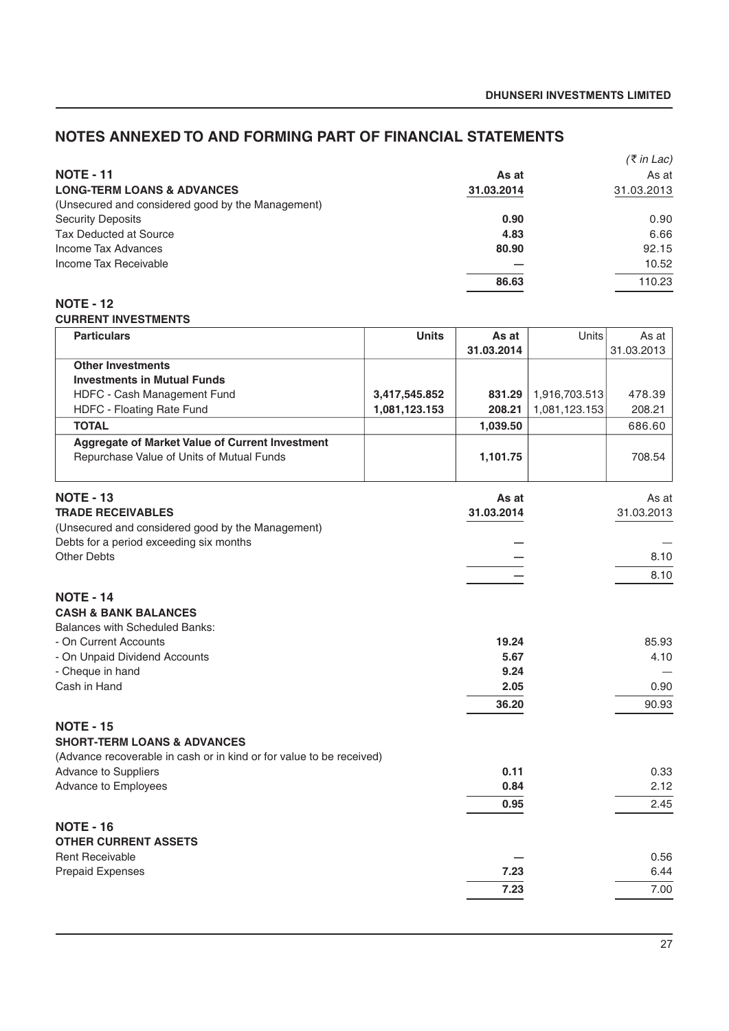## NOTES ANNEXED TO AND FORMING PART OF FINANCIAL STATEMENTS

*(₹ in Lac)*

| NOTE - 11<br>LONG-TERM LOANS & ADVANCES | As at 31.03.2014 | As at 31.03.2013 |
|---|---|---|
| (Unsecured and considered good by the Management) | | |
| Security Deposits | **0.90** | 0.90 |
| Tax Deducted at Source | **4.83** | 6.66 |
| Income Tax Advances | **80.90** | 92.15 |
| Income Tax Receivable | **—** | 10.52 |
| | **86.63** | 110.23 |

**NOTE - 12**

**CURRENT INVESTMENTS**

| Particulars | Units | As at 31.03.2014 | Units | As at 31.03.2013 |
|---|---|---|---|---|
| **Other Investments** | | | | |
| **Investments in Mutual Funds** | | | | |
| HDFC - Cash Management Fund | **3,417,545.852** | **831.29** | 1,916,703.513 | 478.39 |
| HDFC - Floating Rate Fund | **1,081,123.153** | **208.21** | 1,081,123.153 | 208.21 |
| **TOTAL** | | **1,039.50** | | 686.60 |
| **Aggregate of Market Value of Current Investment** | | | | |
| Repurchase Value of Units of Mutual Funds | | **1,101.75** | | 708.54 |

| NOTE - 13<br>TRADE RECEIVABLES | As at 31.03.2014 | As at 31.03.2013 |
|---|---|---|
| (Unsecured and considered good by the Management) | | |
| Debts for a period exceeding six months | **—** | — |
| Other Debts | **—** | 8.10 |
| | **—** | 8.10 |

| NOTE - 14<br>CASH & BANK BALANCES | | |
|---|---|---|
| Balances with Scheduled Banks: | | |
| - On Current Accounts | **19.24** | 85.93 |
| - On Unpaid Dividend Accounts | **5.67** | 4.10 |
| - Cheque in hand | **9.24** | — |
| Cash in Hand | **2.05** | 0.90 |
| | **36.20** | 90.93 |

| NOTE - 15<br>SHORT-TERM LOANS & ADVANCES | | |
|---|---|---|
| (Advance recoverable in cash or in kind or for value to be received) | | |
| Advance to Suppliers | **0.11** | 0.33 |
| Advance to Employees | **0.84** | 2.12 |
| | **0.95** | 2.45 |

| NOTE - 16<br>OTHER CURRENT ASSETS | | |
|---|---|---|
| Rent Receivable | **—** | 0.56 |
| Prepaid Expenses | **7.23** | 6.44 |
| | **7.23** | 7.00 |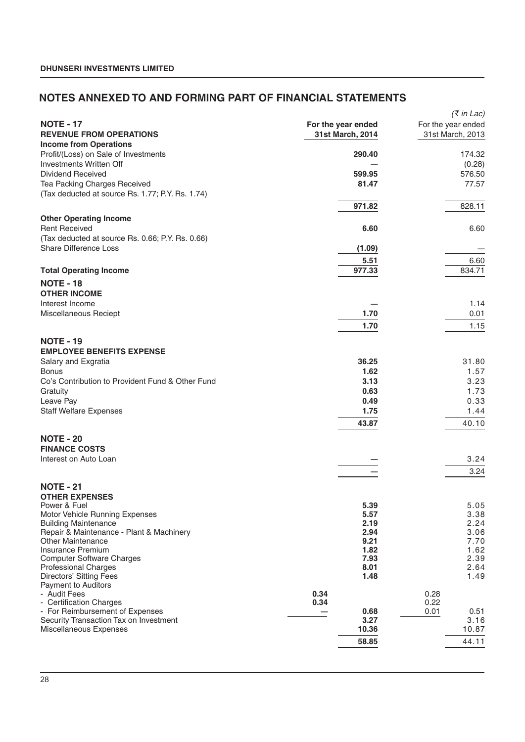# NOTES ANNEXED TO AND FORMING PART OF FINANCIAL STATEMENTS

*(₹ in Lac)*

| | | For the year ended 31st March, 2014 | | For the year ended 31st March, 2013 |
|---|---|---|---|---|
| **NOTE - 17** | | | | |
| **REVENUE FROM OPERATIONS** | | | | |
| **Income from Operations** | | | | |
| Profit/(Loss) on Sale of Investments | | **290.40** | | 174.32 |
| Investments Written Off | | **—** | | (0.28) |
| Dividend Received | | **599.95** | | 576.50 |
| Tea Packing Charges Received | | **81.47** | | 77.57 |
| (Tax deducted at source Rs. 1.77; P.Y. Rs. 1.74) | | | | |
| | | **971.82** | | 828.11 |
| **Other Operating Income** | | | | |
| Rent Received | | **6.60** | | 6.60 |
| (Tax deducted at source Rs. 0.66; P.Y. Rs. 0.66) | | | | |
| Share Difference Loss | | **(1.09)** | | — |
| | | **5.51** | | 6.60 |
| **Total Operating Income** | | **977.33** | | 834.71 |
| **NOTE - 18** | | | | |
| **OTHER INCOME** | | | | |
| Interest Income | | **—** | | 1.14 |
| Miscellaneous Reciept | | **1.70** | | 0.01 |
| | | **1.70** | | 1.15 |
| **NOTE - 19** | | | | |
| **EMPLOYEE BENEFITS EXPENSE** | | | | |
| Salary and Exgratia | | **36.25** | | 31.80 |
| Bonus | | **1.62** | | 1.57 |
| Co's Contribution to Provident Fund & Other Fund | | **3.13** | | 3.23 |
| Gratuity | | **0.63** | | 1.73 |
| Leave Pay | | **0.49** | | 0.33 |
| Staff Welfare Expenses | | **1.75** | | 1.44 |
| | | **43.87** | | 40.10 |
| **NOTE - 20** | | | | |
| **FINANCE COSTS** | | | | |
| Interest on Auto Loan | | **—** | | 3.24 |
| | | **—** | | 3.24 |
| **NOTE - 21** | | | | |
| **OTHER EXPENSES** | | | | |
| Power & Fuel | | **5.39** | | 5.05 |
| Motor Vehicle Running Expenses | | **5.57** | | 3.38 |
| Building Maintenance | | **2.19** | | 2.24 |
| Repair & Maintenance - Plant & Machinery | | **2.94** | | 3.06 |
| Other Maintenance | | **9.21** | | 7.70 |
| Insurance Premium | | **1.82** | | 1.62 |
| Computer Software Charges | | **7.93** | | 2.39 |
| Professional Charges | | **8.01** | | 2.64 |
| Directors' Sitting Fees | | **1.48** | | 1.49 |
| Payment to Auditors | | | | |
| - Audit Fees | **0.34** | | 0.28 | |
| - Certification Charges | **0.34** | | 0.22 | |
| - For Reimbursement of Expenses | **—** | **0.68** | 0.01 | 0.51 |
| Security Transaction Tax on Investment | | **3.27** | | 3.16 |
| Miscellaneous Expenses | | **10.36** | | 10.87 |
| | | **58.85** | | 44.11 |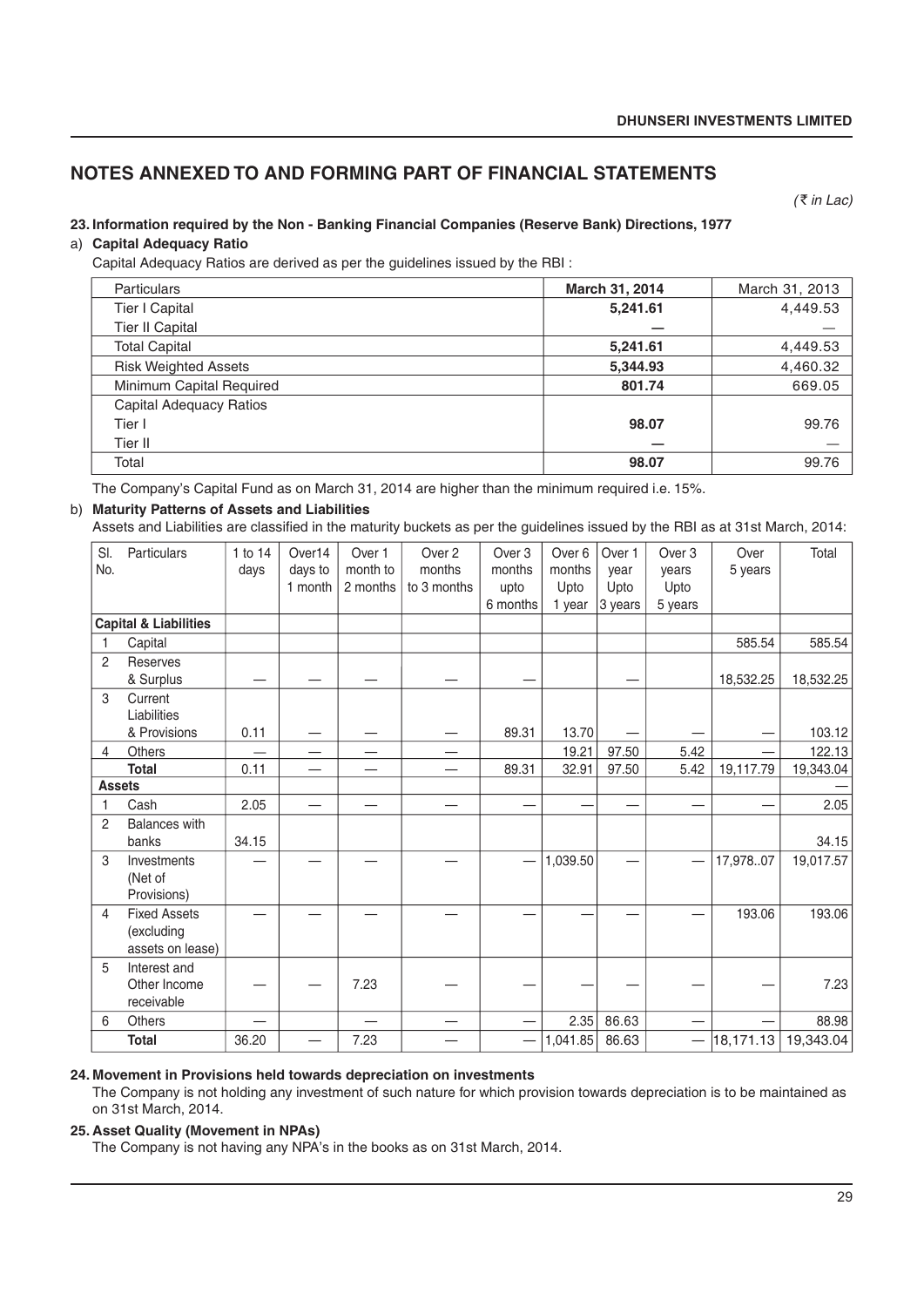## NOTES ANNEXED TO AND FORMING PART OF FINANCIAL STATEMENTS

*(₹ in Lac)*

### 23. Information required by the Non - Banking Financial Companies (Reserve Bank) Directions, 1977

**a) Capital Adequacy Ratio**

Capital Adequacy Ratios are derived as per the guidelines issued by the RBI :

| Particulars | March 31, 2014 | March 31, 2013 |
|---|---|---|
| Tier I Capital | **5,241.61** | 4,449.53 |
| Tier II Capital | **—** | — |
| Total Capital | **5,241.61** | 4,449.53 |
| Risk Weighted Assets | **5,344.93** | 4,460.32 |
| Minimum Capital Required | **801.74** | 669.05 |
| Capital Adequacy Ratios | | |
| Tier I | **98.07** | 99.76 |
| Tier II | **—** | — |
| Total | **98.07** | 99.76 |

The Company's Capital Fund as on March 31, 2014 are higher than the minimum required i.e. 15%.

**b) Maturity Patterns of Assets and Liabilities**

Assets and Liabilities are classified in the maturity buckets as per the guidelines issued by the RBI as at 31st March, 2014:

| Sl. No. | Particulars | 1 to 14 days | Over14 days to 1 month | Over 1 month to 2 months | Over 2 months to 3 months | Over 3 months upto 6 months | Over 6 months Upto 1 year | Over 1 year Upto 3 years | Over 3 years Upto 5 years | Over 5 years | Total |
|---|---|---|---|---|---|---|---|---|---|---|---|
| **Capital & Liabilities** | | | | | | | | | | | |
| 1 | Capital | | | | | | | | | 585.54 | 585.54 |
| 2 | Reserves & Surplus | — | — | — | — | — | | — | | 18,532.25 | 18,532.25 |
| 3 | Current Liabilities & Provisions | 0.11 | — | — | — | 89.31 | 13.70 | — | — | — | 103.12 |
| 4 | Others | — | — | — | — | | 19.21 | 97.50 | 5.42 | — | 122.13 |
| | **Total** | 0.11 | — | — | — | 89.31 | 32.91 | 97.50 | 5.42 | 19,117.79 | 19,343.04 |
| **Assets** | | | | | | | | | | | — |
| 1 | Cash | 2.05 | — | — | — | — | — | — | — | — | 2.05 |
| 2 | Balances with banks | 34.15 | | | | | | | | | 34.15 |
| 3 | Investments (Net of Provisions) | — | — | — | — | — | 1,039.50 | — | — | 17,978..07 | 19,017.57 |
| 4 | Fixed Assets (excluding assets on lease) | — | — | — | — | — | — | — | — | 193.06 | 193.06 |
| 5 | Interest and Other Income receivable | — | — | 7.23 | — | — | — | — | — | — | 7.23 |
| 6 | Others | — | | — | — | — | 2.35 | 86.63 | — | — | 88.98 |
| | **Total** | 36.20 | — | 7.23 | — | — | 1,041.85 | 86.63 | — | 18,171.13 | 19,343.04 |

### 24. Movement in Provisions held towards depreciation on investments

The Company is not holding any investment of such nature for which provision towards depreciation is to be maintained as on 31st March, 2014.

### 25. Asset Quality (Movement in NPAs)

The Company is not having any NPA's in the books as on 31st March, 2014.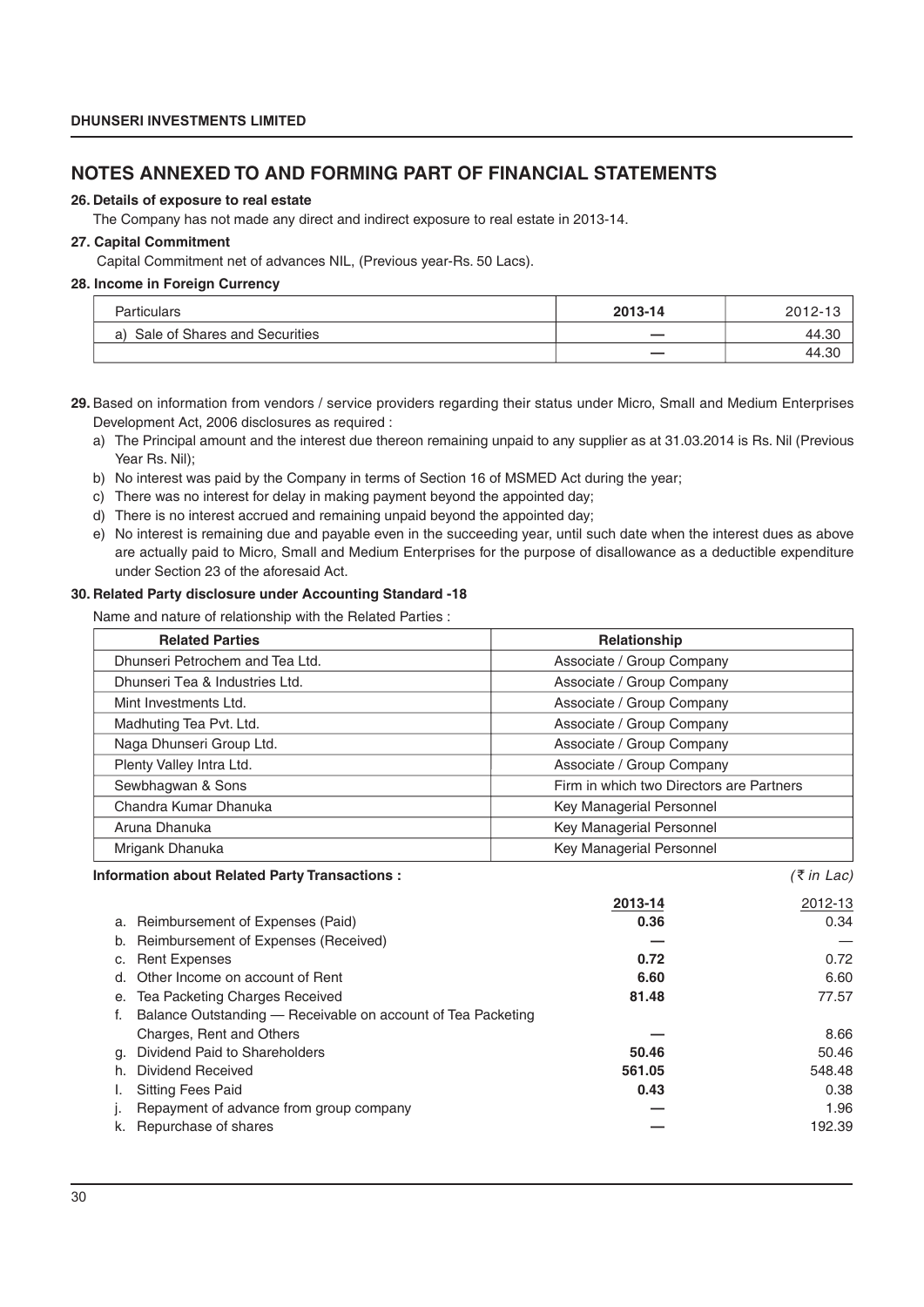# NOTES ANNEXED TO AND FORMING PART OF FINANCIAL STATEMENTS

**26. Details of exposure to real estate**

The Company has not made any direct and indirect exposure to real estate in 2013-14.

**27. Capital Commitment**

Capital Commitment net of advances NIL, (Previous year-Rs. 50 Lacs).

**28. Income in Foreign Currency**

| Particulars | **2013-14** | 2012-13 |
|---|---|---|
| a) Sale of Shares and Securities | **—** | 44.30 |
| | **—** | 44.30 |

**29.** Based on information from vendors / service providers regarding their status under Micro, Small and Medium Enterprises Development Act, 2006 disclosures as required :

a) The Principal amount and the interest due thereon remaining unpaid to any supplier as at 31.03.2014 is Rs. Nil (Previous Year Rs. Nil);

b) No interest was paid by the Company in terms of Section 16 of MSMED Act during the year;

c) There was no interest for delay in making payment beyond the appointed day;

d) There is no interest accrued and remaining unpaid beyond the appointed day;

e) No interest is remaining due and payable even in the succeeding year, until such date when the interest dues as above are actually paid to Micro, Small and Medium Enterprises for the purpose of disallowance as a deductible expenditure under Section 23 of the aforesaid Act.

**30. Related Party disclosure under Accounting Standard -18**

Name and nature of relationship with the Related Parties :

| **Related Parties** | **Relationship** |
|---|---|
| Dhunseri Petrochem and Tea Ltd. | Associate / Group Company |
| Dhunseri Tea & Industries Ltd. | Associate / Group Company |
| Mint Investments Ltd. | Associate / Group Company |
| Madhuting Tea Pvt. Ltd. | Associate / Group Company |
| Naga Dhunseri Group Ltd. | Associate / Group Company |
| Plenty Valley Intra Ltd. | Associate / Group Company |
| Sewbhagwan & Sons | Firm in which two Directors are Partners |
| Chandra Kumar Dhanuka | Key Managerial Personnel |
| Aruna Dhanuka | Key Managerial Personnel |
| Mrigank Dhanuka | Key Managerial Personnel |

**Information about Related Party Transactions :** *(₹ in Lac)*

| | **2013-14** | 2012-13 |
|---|---|---|
| a. Reimbursement of Expenses (Paid) | **0.36** | 0.34 |
| b. Reimbursement of Expenses (Received) | **—** | — |
| c. Rent Expenses | **0.72** | 0.72 |
| d. Other Income on account of Rent | **6.60** | 6.60 |
| e. Tea Packeting Charges Received | **81.48** | 77.57 |
| f. Balance Outstanding — Receivable on account of Tea Packeting Charges, Rent and Others | **—** | 8.66 |
| g. Dividend Paid to Shareholders | **50.46** | 50.46 |
| h. Dividend Received | **561.05** | 548.48 |
| I. Sitting Fees Paid | **0.43** | 0.38 |
| j. Repayment of advance from group company | **—** | 1.96 |
| k. Repurchase of shares | **—** | 192.39 |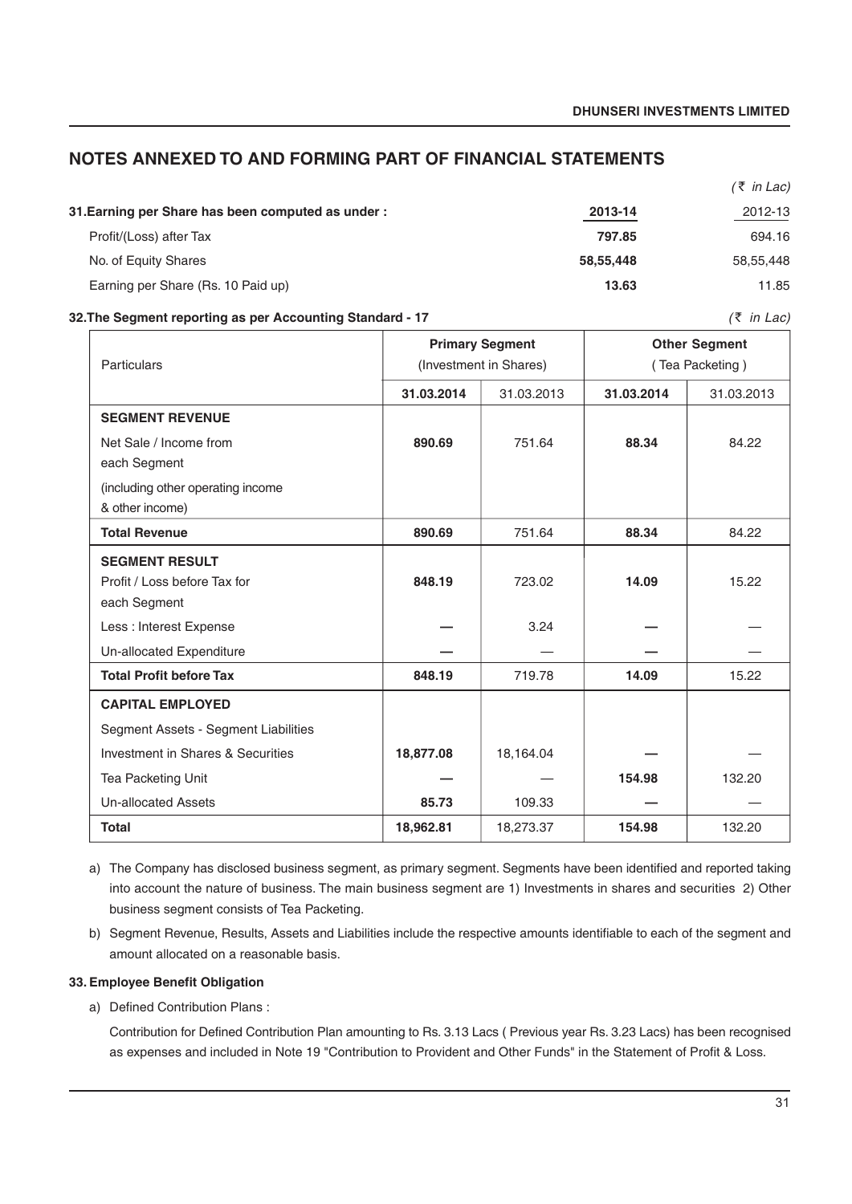## NOTES ANNEXED TO AND FORMING PART OF FINANCIAL STATEMENTS

*(₹ in Lac)*

**31. Earning per Share has been computed as under :**

| | **2013-14** | 2012-13 |
|---|---|---|
| Profit/(Loss) after Tax | **797.85** | 694.16 |
| No. of Equity Shares | **58,55,448** | 58,55,448 |
| Earning per Share (Rs. 10 Paid up) | **13.63** | 11.85 |

**32. The Segment reporting as per Accounting Standard - 17** *(₹ in Lac)*

| Particulars | **Primary Segment** (Investment in Shares) | | **Other Segment** ( Tea Packeting ) | |
|---|---|---|---|---|
| | **31.03.2014** | 31.03.2013 | **31.03.2014** | 31.03.2013 |
| **SEGMENT REVENUE** | | | | |
| Net Sale / Income from each Segment | **890.69** | 751.64 | **88.34** | 84.22 |
| (including other operating income & other income) | | | | |
| **Total Revenue** | **890.69** | 751.64 | **88.34** | 84.22 |
| **SEGMENT RESULT** | | | | |
| Profit / Loss before Tax for each Segment | **848.19** | 723.02 | **14.09** | 15.22 |
| Less : Interest Expense | **—** | 3.24 | **—** | — |
| Un-allocated Expenditure | **—** | — | **—** | — |
| **Total Profit before Tax** | **848.19** | 719.78 | **14.09** | 15.22 |
| **CAPITAL EMPLOYED** | | | | |
| Segment Assets - Segment Liabilities | | | | |
| Investment in Shares & Securities | **18,877.08** | 18,164.04 | **—** | — |
| Tea Packeting Unit | **—** | — | **154.98** | 132.20 |
| Un-allocated Assets | **85.73** | 109.33 | **—** | — |
| **Total** | **18,962.81** | 18,273.37 | **154.98** | 132.20 |

a) The Company has disclosed business segment, as primary segment. Segments have been identified and reported taking into account the nature of business. The main business segment are 1) Investments in shares and securities 2) Other business segment consists of Tea Packeting.

b) Segment Revenue, Results, Assets and Liabilities include the respective amounts identifiable to each of the segment and amount allocated on a reasonable basis.

**33. Employee Benefit Obligation**

a) Defined Contribution Plans :

Contribution for Defined Contribution Plan amounting to Rs. 3.13 Lacs ( Previous year Rs. 3.23 Lacs) has been recognised as expenses and included in Note 19 "Contribution to Provident and Other Funds" in the Statement of Profit & Loss.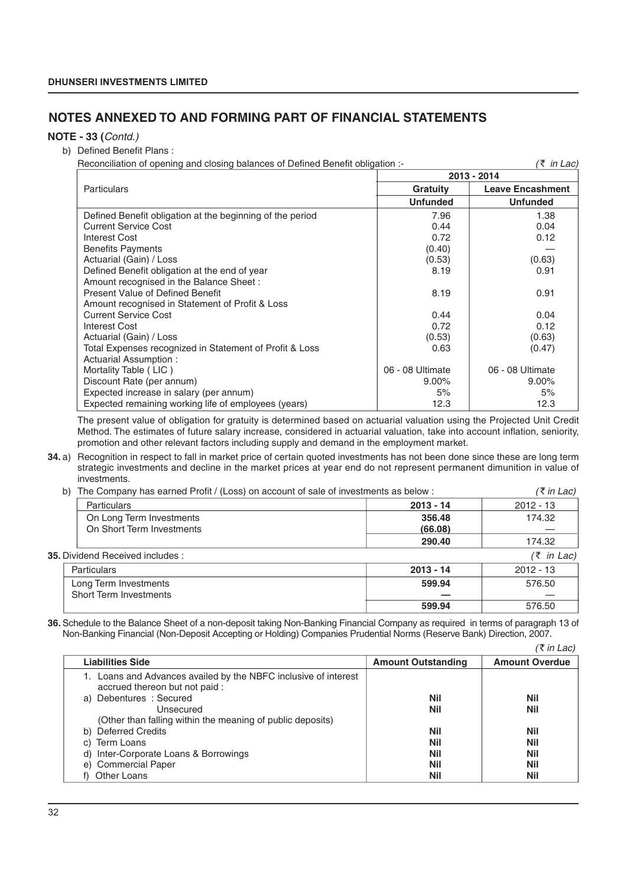## NOTES ANNEXED TO AND FORMING PART OF FINANCIAL STATEMENTS

**NOTE - 33 (*Contd.*)**

b) Defined Benefit Plans :

Reconciliation of opening and closing balances of Defined Benefit obligation :- *(₹ in Lac)*

| Particulars | 2013 - 2014 | |
|---|---|---|
| | **Gratuity** | **Leave Encashment** |
| | **Unfunded** | **Unfunded** |
| Defined Benefit obligation at the beginning of the period | 7.96 | 1.38 |
| Current Service Cost | 0.44 | 0.04 |
| Interest Cost | 0.72 | 0.12 |
| Benefits Payments | (0.40) | — |
| Actuarial (Gain) / Loss | (0.53) | (0.63) |
| Defined Benefit obligation at the end of year | 8.19 | 0.91 |
| Amount recognised in the Balance Sheet : | | |
| Present Value of Defined Benefit | 8.19 | 0.91 |
| Amount recognised in Statement of Profit & Loss | | |
| Current Service Cost | 0.44 | 0.04 |
| Interest Cost | 0.72 | 0.12 |
| Actuarial (Gain) / Loss | (0.53) | (0.63) |
| Total Expenses recognized in Statement of Profit & Loss | 0.63 | (0.47) |
| Actuarial Assumption : | | |
| Mortality Table ( LIC ) | 06 - 08 Ultimate | 06 - 08 Ultimate |
| Discount Rate (per annum) | 9.00% | 9.00% |
| Expected increase in salary (per annum) | 5% | 5% |
| Expected remaining working life of employees (years) | 12.3 | 12.3 |

The present value of obligation for gratuity is determined based on actuarial valuation using the Projected Unit Credit Method. The estimates of future salary increase, considered in actuarial valuation, take into account inflation, seniority, promotion and other relevant factors including supply and demand in the employment market.

**34.** a) Recognition in respect to fall in market price of certain quoted investments has not been done since these are long term strategic investments and decline in the market prices at year end do not represent permanent dimunition in value of investments.

b) The Company has earned Profit / (Loss) on account of sale of investments as below : *(₹ in Lac)*

| Particulars | 2013 - 14 | 2012 - 13 |
|---|---|---|
| On Long Term Investments | **356.48** | 174.32 |
| On Short Term Investments | **(66.08)** | — |
| | **290.40** | 174.32 |

**35.** Dividend Received includes : *(₹ in Lac)*

| Particulars | 2013 - 14 | 2012 - 13 |
|---|---|---|
| Long Term Investments | **599.94** | 576.50 |
| Short Term Investments | **—** | — |
| | **599.94** | 576.50 |

**36.** Schedule to the Balance Sheet of a non-deposit taking Non-Banking Financial Company as required in terms of paragraph 13 of Non-Banking Financial (Non-Deposit Accepting or Holding) Companies Prudential Norms (Reserve Bank) Direction, 2007.

*(₹ in Lac)*

| Liabilities Side | Amount Outstanding | Amount Overdue |
|---|---|---|
| 1. Loans and Advances availed by the NBFC inclusive of interest accrued thereon but not paid : | | |
| a) Debentures : Secured | **Nil** | **Nil** |
| Unsecured | **Nil** | **Nil** |
| (Other than falling within the meaning of public deposits) | | |
| b) Deferred Credits | **Nil** | **Nil** |
| c) Term Loans | **Nil** | **Nil** |
| d) Inter-Corporate Loans & Borrowings | **Nil** | **Nil** |
| e) Commercial Paper | **Nil** | **Nil** |
| f) Other Loans | **Nil** | **Nil** |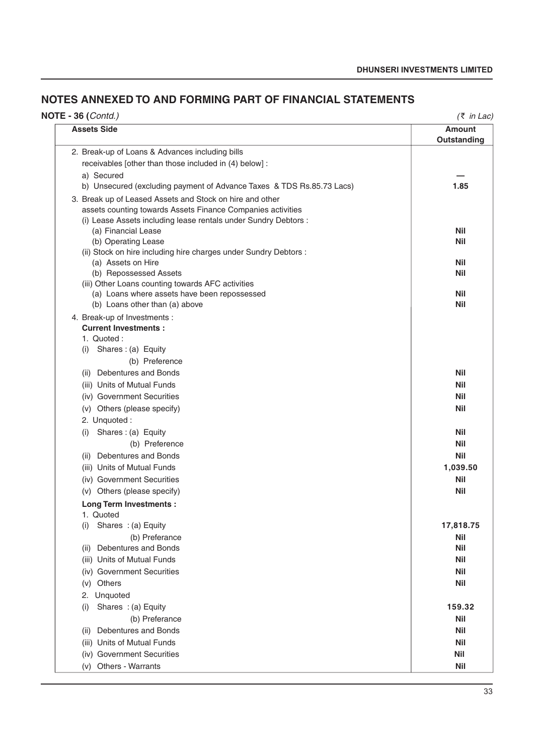## NOTES ANNEXED TO AND FORMING PART OF FINANCIAL STATEMENTS

**NOTE - 36 (*Contd.*)** *(₹ in Lac)*

| Assets Side | Amount Outstanding |
|---|---|
| 2. Break-up of Loans & Advances including bills receivables [other than those included in (4) below] : | |
| a) Secured | — |
| b) Unsecured (excluding payment of Advance Taxes & TDS Rs.85.73 Lacs) | **1.85** |
| 3. Break up of Leased Assets and Stock on hire and other assets counting towards Assets Finance Companies activities | |
| (i) Lease Assets including lease rentals under Sundry Debtors : | |
| (a) Financial Lease | **Nil** |
| (b) Operating Lease | **Nil** |
| (ii) Stock on hire including hire charges under Sundry Debtors : | |
| (a) Assets on Hire | **Nil** |
| (b) Repossessed Assets | **Nil** |
| (iii) Other Loans counting towards AFC activities | |
| (a) Loans where assets have been repossessed | **Nil** |
| (b) Loans other than (a) above | **Nil** |
| 4. Break-up of Investments : | |
| **Current Investments :** | |
| 1. Quoted : | |
| (i) Shares : (a) Equity | |
| (b) Preference | |
| (ii) Debentures and Bonds | **Nil** |
| (iii) Units of Mutual Funds | **Nil** |
| (iv) Government Securities | **Nil** |
| (v) Others (please specify) | **Nil** |
| 2. Unquoted : | |
| (i) Shares : (a) Equity | **Nil** |
| (b) Preference | **Nil** |
| (ii) Debentures and Bonds | **Nil** |
| (iii) Units of Mutual Funds | **1,039.50** |
| (iv) Government Securities | **Nil** |
| (v) Others (please specify) | **Nil** |
| **Long Term Investments :** | |
| 1. Quoted | |
| (i) Shares : (a) Equity | **17,818.75** |
| (b) Preferance | **Nil** |
| (ii) Debentures and Bonds | **Nil** |
| (iii) Units of Mutual Funds | **Nil** |
| (iv) Government Securities | **Nil** |
| (v) Others | **Nil** |
| 2. Unquoted | |
| (i) Shares : (a) Equity | **159.32** |
| (b) Preferance | **Nil** |
| (ii) Debentures and Bonds | **Nil** |
| (iii) Units of Mutual Funds | **Nil** |
| (iv) Government Securities | **Nil** |
| (v) Others - Warrants | **Nil** |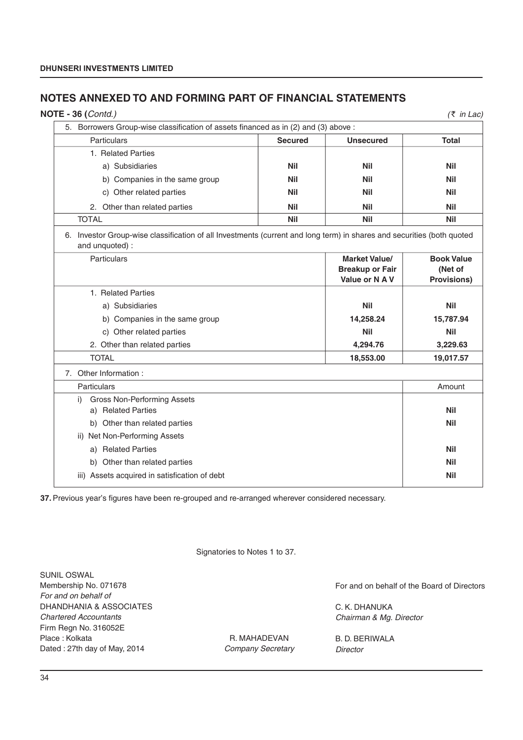## NOTES ANNEXED TO AND FORMING PART OF FINANCIAL STATEMENTS

**NOTE - 36 (***Contd.)* *(₹ in Lac)*

5. Borrowers Group-wise classification of assets financed as in (2) and (3) above :

| Particulars | Secured | Unsecured | Total |
|---|---|---|---|
| 1. Related Parties | | | |
| a) Subsidiaries | **Nil** | **Nil** | **Nil** |
| b) Companies in the same group | **Nil** | **Nil** | **Nil** |
| c) Other related parties | **Nil** | **Nil** | **Nil** |
| 2. Other than related parties | **Nil** | **Nil** | **Nil** |
| TOTAL | **Nil** | **Nil** | **Nil** |

6. Investor Group-wise classification of all Investments (current and long term) in shares and securities (both quoted and unquoted) :

| Particulars | Market Value/ Breakup or Fair Value or N A V | Book Value (Net of Provisions) |
|---|---|---|
| 1. Related Parties | | |
| a) Subsidiaries | **Nil** | **Nil** |
| b) Companies in the same group | **14,258.24** | **15,787.94** |
| c) Other related parties | **Nil** | **Nil** |
| 2. Other than related parties | **4,294.76** | **3,229.63** |
| TOTAL | **18,553.00** | **19,017.57** |

7. Other Information :

| Particulars | Amount |
|---|---|
| i) Gross Non-Performing Assets | |
| a) Related Parties | **Nil** |
| b) Other than related parties | **Nil** |
| ii) Net Non-Performing Assets | |
| a) Related Parties | **Nil** |
| b) Other than related parties | **Nil** |
| iii) Assets acquired in satisfaction of debt | **Nil** |

**37.** Previous year's figures have been re-grouped and re-arranged wherever considered necessary.

Signatories to Notes 1 to 37.

SUNIL OSWAL
Membership No. 071678
*For and on behalf of*
DHANDHANIA & ASSOCIATES
*Chartered Accountants*
Firm Regn No. 316052E
Place : Kolkata
Dated : 27th day of May, 2014

R. MAHADEVAN
*Company Secretary*

For and on behalf of the Board of Directors

C. K. DHANUKA
*Chairman & Mg. Director*

B. D. BERIWALA
*Director*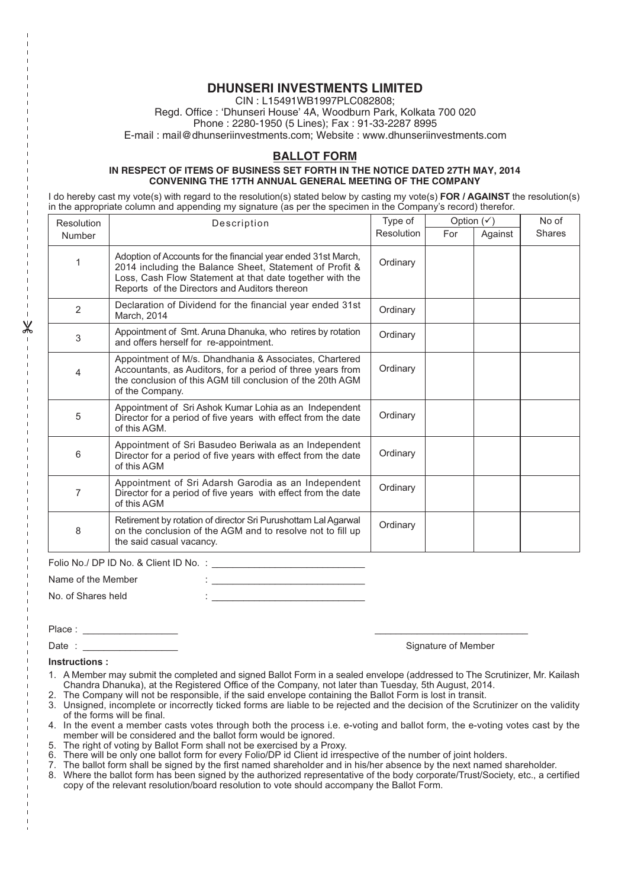# DHUNSERI INVESTMENTS LIMITED

CIN : L15491WB1997PLC082808;
Regd. Office : 'Dhunseri House' 4A, Woodburn Park, Kolkata 700 020
Phone : 2280-1950 (5 Lines); Fax : 91-33-2287 8995
E-mail : mail@dhunseriinvestments.com; Website : www.dhunseriinvestments.com

## BALLOT FORM

**IN RESPECT OF ITEMS OF BUSINESS SET FORTH IN THE NOTICE DATED 27TH MAY, 2014 CONVENING THE 17TH ANNUAL GENERAL MEETING OF THE COMPANY**

I do hereby cast my vote(s) with regard to the resolution(s) stated below by casting my vote(s) **FOR / AGAINST** the resolution(s) in the appropriate column and appending my signature (as per the specimen in the Company's record) therefor.

| Resolution Number | Description | Type of Resolution | Option (✓) | | No of Shares |
|---|---|---|---|---|---|
| | | | For | Against | |
| 1 | Adoption of Accounts for the financial year ended 31st March, 2014 including the Balance Sheet, Statement of Profit & Loss, Cash Flow Statement at that date together with the Reports of the Directors and Auditors thereon | Ordinary | | | |
| 2 | Declaration of Dividend for the financial year ended 31st March, 2014 | Ordinary | | | |
| 3 | Appointment of Smt. Aruna Dhanuka, who retires by rotation and offers herself for re-appointment. | Ordinary | | | |
| 4 | Appointment of M/s. Dhandhania & Associates, Chartered Accountants, as Auditors, for a period of three years from the conclusion of this AGM till conclusion of the 20th AGM of the Company. | Ordinary | | | |
| 5 | Appointment of Sri Ashok Kumar Lohia as an Independent Director for a period of five years with effect from the date of this AGM. | Ordinary | | | |
| 6 | Appointment of Sri Basudeo Beriwala as an Independent Director for a period of five years with effect from the date of this AGM | Ordinary | | | |
| 7 | Appointment of Sri Adarsh Garodia as an Independent Director for a period of five years with effect from the date of this AGM | Ordinary | | | |
| 8 | Retirement by rotation of director Sri Purushottam Lal Agarwal on the conclusion of the AGM and to resolve not to fill up the said casual vacancy. | Ordinary | | | |

Folio No./ DP ID No. & Client ID No. : ____________________________

Name of the Member : ____________________________

No. of Shares held : ____________________________

Place : __________________

Date : __________________

Signature of Member

**Instructions :**

1. A Member may submit the completed and signed Ballot Form in a sealed envelope (addressed to The Scrutinizer, Mr. Kailash Chandra Dhanuka), at the Registered Office of the Company, not later than Tuesday, 5th August, 2014.
2. The Company will not be responsible, if the said envelope containing the Ballot Form is lost in transit.
3. Unsigned, incomplete or incorrectly ticked forms are liable to be rejected and the decision of the Scrutinizer on the validity of the forms will be final.
4. In the event a member casts votes through both the process i.e. e-voting and ballot form, the e-voting votes cast by the member will be considered and the ballot form would be ignored.
5. The right of voting by Ballot Form shall not be exercised by a Proxy.
6. There will be only one ballot form for every Folio/DP id Client id irrespective of the number of joint holders.
7. The ballot form shall be signed by the first named shareholder and in his/her absence by the next named shareholder.
8. Where the ballot form has been signed by the authorized representative of the body corporate/Trust/Society, etc., a certified copy of the relevant resolution/board resolution to vote should accompany the Ballot Form.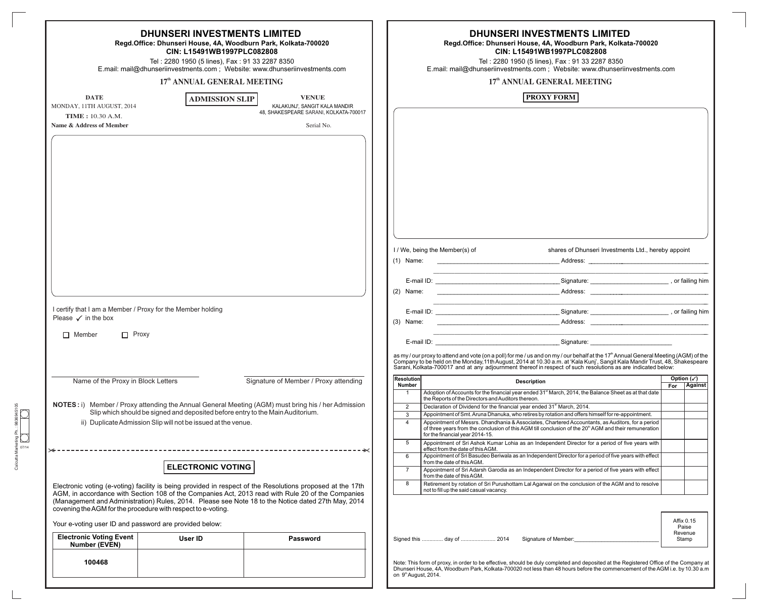# DHUNSERI INVESTMENTS LIMITED

**Regd.Office: Dhunseri House, 4A, Woodburn Park, Kolkata-700020**
**CIN: L15491WB1997PLC082808**

Tel : 2280 1950 (5 lines), Fax : 91 33 2287 8350
E.mail: mail@dhunseriinvestments.com ; Website: www.dhunseriinvestments.com

## 17th ANNUAL GENERAL MEETING

**ADMISSION SLIP**

**DATE**
MONDAY, 11TH AUGUST, 2014
**TIME :** 10.30 A.M.

**VENUE**
KALAKUNJ', SANGIT KALA MANDIR
48, SHAKESPEARE SARANI, KOLKATA-700017

**Name & Address of Member**

Serial No.

I certify that I am a Member / Proxy for the Member holding

Please ✓ in the box

☐ Member ☐ Proxy

Name of the Proxy in Block Letters

Signature of Member / Proxy attending

**NOTES :** i) Member / Proxy attending the Annual General Meeting (AGM) must bring his / her Admission Slip which should be signed and deposited before entry to the Main Auditorium.

ii) Duplicate Admission Slip will not be issued at the venue.

---

## ELECTRONIC VOTING

Electronic voting (e-voting) facility is being provided in respect of the Resolutions proposed at the 17th AGM, in accordance with Section 108 of the Companies Act, 2013 read with Rule 20 of the Companies (Management and Administration) Rules, 2014. Please see Note 18 to the Notice dated 27th May, 2014 covening the AGM for the procedure with respect to e-voting.

Your e-voting user ID and password are provided below:

| Electronic Voting Event Number (EVEN) | User ID | Password |
|---|---|---|
| 100468 | | |

---

# DHUNSERI INVESTMENTS LIMITED

**Regd.Office: Dhunseri House, 4A, Woodburn Park, Kolkata-700020**
**CIN: L15491WB1997PLC082808**

Tel : 2280 1950 (5 lines), Fax : 91 33 2287 8350
E.mail: mail@dhunseriinvestments.com ; Website: www.dhunseriinvestments.com

## 17th ANNUAL GENERAL MEETING

**PROXY FORM**

I / We, being the Member(s) of shares of Dhunseri Investments Ltd., hereby appoint

(1) Name: ____________________ Address: ____________________

E-mail ID: ____________________ Signature: ____________________ , or failing him

(2) Name: ____________________ Address: ____________________

E-mail ID: ____________________ Signature: ____________________ , or failing him

(3) Name: ____________________ Address: ____________________

E-mail ID: ____________________ Signature: ____________________

as my / our proxy to attend and vote (on a poll) for me / us and on my / our behalf at the 17th Annual General Meeting (AGM) of the Company to be held on the Monday,11th August, 2014 at 10.30 a.m. at 'Kala Kunj', Sangit Kala Mandir Trust, 48, Shakespeare Sarani, Kolkata-700017 and at any adjournment thereof in respect of such resolutions as are indicated below:

| Resolution Number | Description | Option (✓) | |
|---|---|---|---|
| | | For | Against |
| 1 | Adoption of Accounts for the financial year ended 31st March, 2014, the Balance Sheet as at that date the Reports of the Directors and Auditors thereon. | | |
| 2 | Declaration of Dividend for the financial year ended 31st March, 2014. | | |
| 3 | Appointment of Smt. Aruna Dhanuka, who retires by rotation and offers himself for re-appointment. | | |
| 4 | Appointment of Messrs. Dhandhania & Associates, Chartered Accountants, as Auditors, for a period of three years from the conclusion of this AGM till conclusion of the 20th AGM and their remuneration for the financial year 2014-15. | | |
| 5 | Appointment of Sri Ashok Kumar Lohia as an Independent Director for a period of five years with effect from the date of this AGM. | | |
| 6 | Appointment of Sri Basudeo Beriwala as an Independent Director for a period of five years with effect from the date of this AGM. | | |
| 7 | Appointment of Sri Adarsh Garodia as an Independent Director for a period of five years with effect from the date of this AGM. | | |
| 8 | Retirement by rotation of Sri Purushottam Lal Agarwal on the conclusion of the AGM and to resolve not to fill up the said casual vacancy. | | |

Signed this ............. day of ...................... 2014 Signature of Member: ____________________

Affix 0.15 Paise Revenue Stamp

Note: This form of proxy, in order to be effective, should be duly completed and deposited at the Registered Office of the Company at Dhunseri House, 4A, Woodburn Park, Kolkata-700020 not less than 48 hours before the commencement of the AGM i.e. by 10.30 a.m on 9th August, 2014.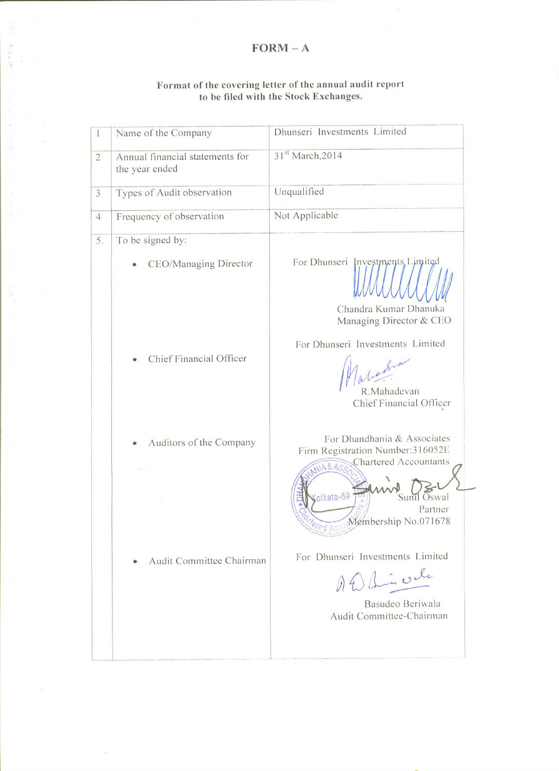# FORM – A

**Format of the covering letter of the annual audit report to be filed with the Stock Exchanges.**

| | | |
|---|---|---|
| 1 | Name of the Company | Dhunseri Investments Limited |
| 2 | Annual financial statements for the year ended | 31st March,2014 |
| 3 | Types of Audit observation | Unqualified |
| 4 | Frequency of observation | Not Applicable |
| 5. | To be signed by:<br><br>• CEO/Managing Director<br><br>• Chief Financial Officer<br><br>• Auditors of the Company<br><br>• Audit Committee Chairman | For Dhunseri Investments Limited<br>Chandra Kumar Dhanuka<br>Managing Director & CEO<br><br>For Dhunseri Investments Limited<br>R.Mahadevan<br>Chief Financial Officer<br><br>For Dhandhania & Associates<br>Firm Registration Number:316052E<br>Chartered Accountants<br>Sunil Oswal<br>Partner<br>Membership No.071678<br><br>For Dhunseri Investments Limited<br>Basudeo Beriwala<br>Audit Committee-Chairman |